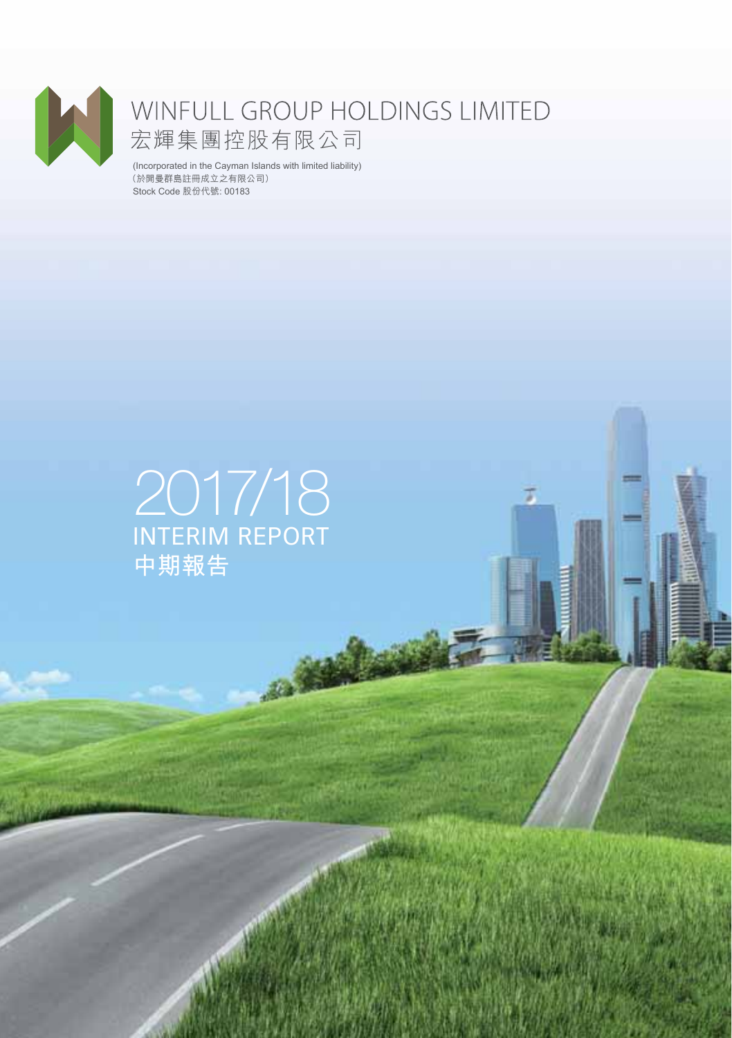# WINFULL GROUP HOLDINGS LIMITED
# 宏輝集團控股有限公司

(Incorporated in the Cayman Islands with limited liability)
（於開曼群島註冊成立之有限公司）
Stock Code 股份代號: 00183

# 2017/18
## INTERIM REPORT
## 中期報告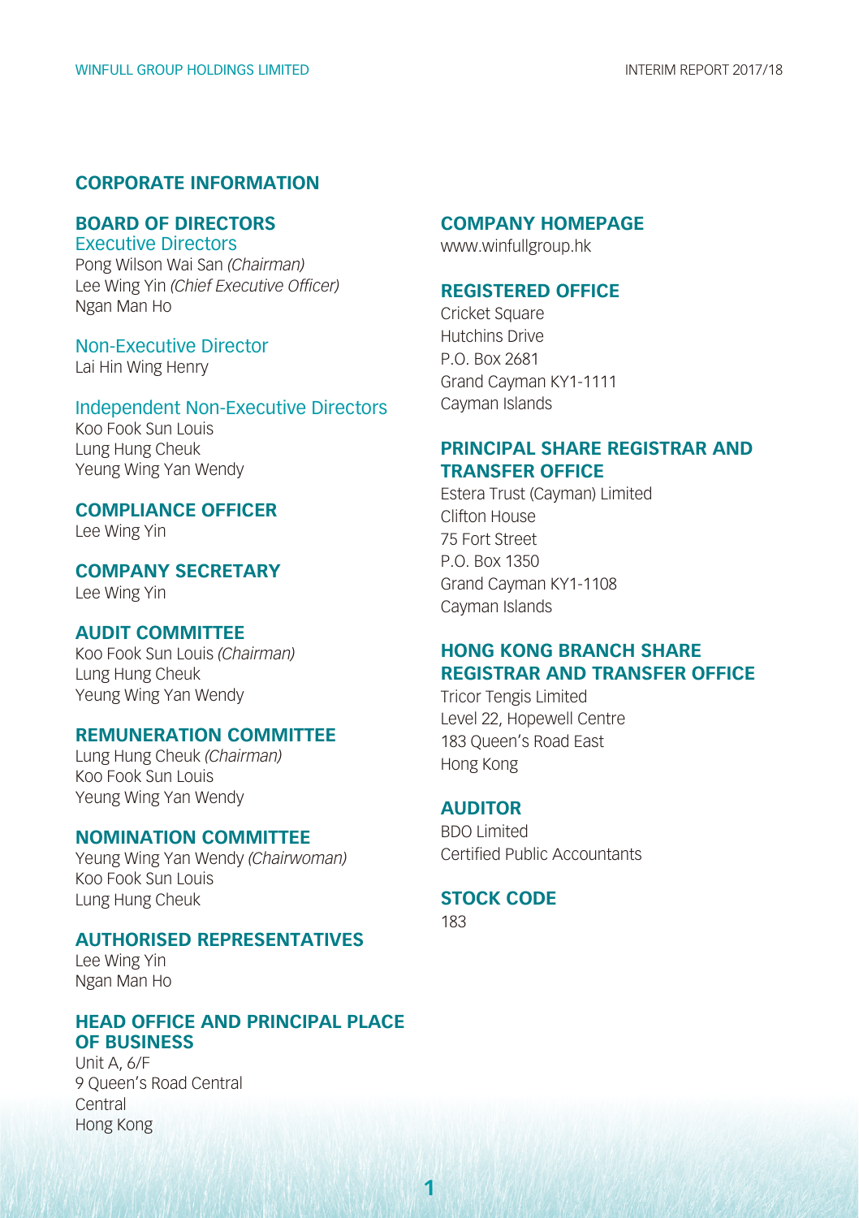# CORPORATE INFORMATION

## BOARD OF DIRECTORS

### Executive Directors

Pong Wilson Wai San *(Chairman)*
Lee Wing Yin *(Chief Executive Officer)*
Ngan Man Ho

### Non-Executive Director

Lai Hin Wing Henry

### Independent Non-Executive Directors

Koo Fook Sun Louis
Lung Hung Cheuk
Yeung Wing Yan Wendy

## COMPLIANCE OFFICER

Lee Wing Yin

## COMPANY SECRETARY

Lee Wing Yin

## AUDIT COMMITTEE

Koo Fook Sun Louis *(Chairman)*
Lung Hung Cheuk
Yeung Wing Yan Wendy

## REMUNERATION COMMITTEE

Lung Hung Cheuk *(Chairman)*
Koo Fook Sun Louis
Yeung Wing Yan Wendy

## NOMINATION COMMITTEE

Yeung Wing Yan Wendy *(Chairwoman)*
Koo Fook Sun Louis
Lung Hung Cheuk

## AUTHORISED REPRESENTATIVES

Lee Wing Yin
Ngan Man Ho

## HEAD OFFICE AND PRINCIPAL PLACE OF BUSINESS

Unit A, 6/F
9 Queen's Road Central
Central
Hong Kong

## COMPANY HOMEPAGE

www.winfullgroup.hk

## REGISTERED OFFICE

Cricket Square
Hutchins Drive
P.O. Box 2681
Grand Cayman KY1-1111
Cayman Islands

## PRINCIPAL SHARE REGISTRAR AND TRANSFER OFFICE

Estera Trust (Cayman) Limited
Clifton House
75 Fort Street
P.O. Box 1350
Grand Cayman KY1-1108
Cayman Islands

## HONG KONG BRANCH SHARE REGISTRAR AND TRANSFER OFFICE

Tricor Tengis Limited
Level 22, Hopewell Centre
183 Queen's Road East
Hong Kong

## AUDITOR

BDO Limited
Certified Public Accountants

## STOCK CODE

183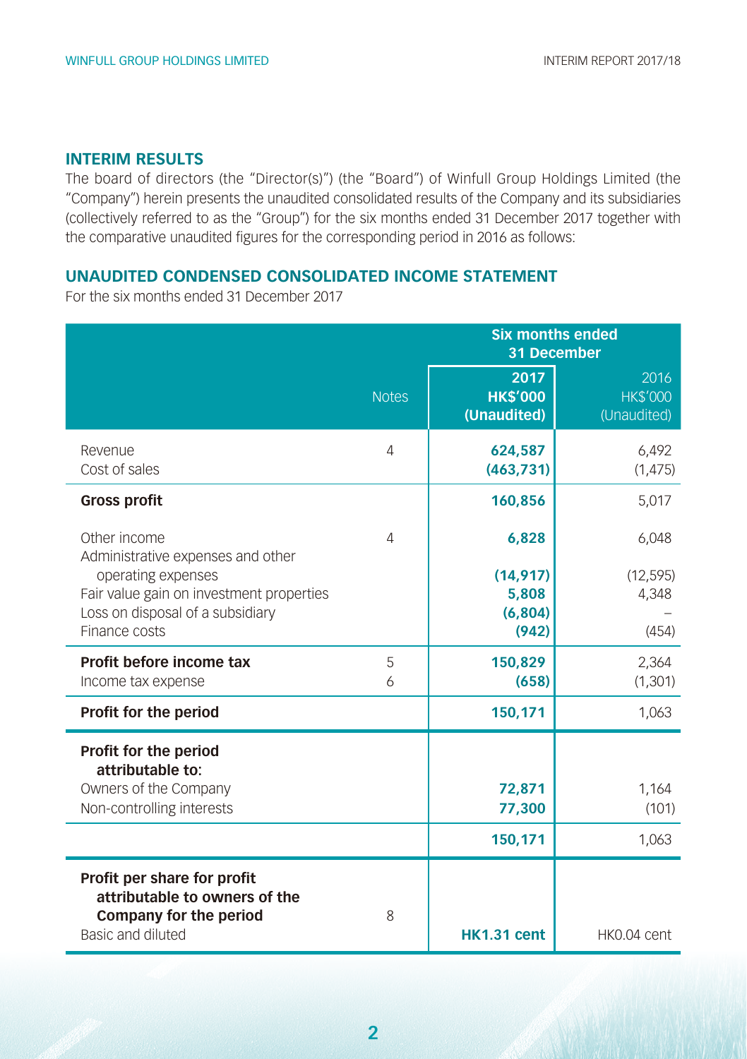## INTERIM RESULTS

The board of directors (the "Director(s)") (the "Board") of Winfull Group Holdings Limited (the "Company") herein presents the unaudited consolidated results of the Company and its subsidiaries (collectively referred to as the "Group") for the six months ended 31 December 2017 together with the comparative unaudited figures for the corresponding period in 2016 as follows:

## UNAUDITED CONDENSED CONSOLIDATED INCOME STATEMENT

For the six months ended 31 December 2017

| | | Six months ended 31 December | |
|---|---|---|---|
| | Notes | **2017 HK$'000 (Unaudited)** | 2016 HK$'000 (Unaudited) |
| Revenue | 4 | **624,587** | 6,492 |
| Cost of sales | | **(463,731)** | (1,475) |
| **Gross profit** | | **160,856** | 5,017 |
| Other income | 4 | **6,828** | 6,048 |
| Administrative expenses and other operating expenses | | **(14,917)** | (12,595) |
| Fair value gain on investment properties | | **5,808** | 4,348 |
| Loss on disposal of a subsidiary | | **(6,804)** | – |
| Finance costs | | **(942)** | (454) |
| **Profit before income tax** | 5 | **150,829** | 2,364 |
| Income tax expense | 6 | **(658)** | (1,301) |
| **Profit for the period** | | **150,171** | 1,063 |
| **Profit for the period attributable to:** | | | |
| Owners of the Company | | **72,871** | 1,164 |
| Non-controlling interests | | **77,300** | (101) |
| | | **150,171** | 1,063 |
| **Profit per share for profit attributable to owners of the Company for the period** | 8 | | |
| Basic and diluted | | **HK1.31 cent** | HK0.04 cent |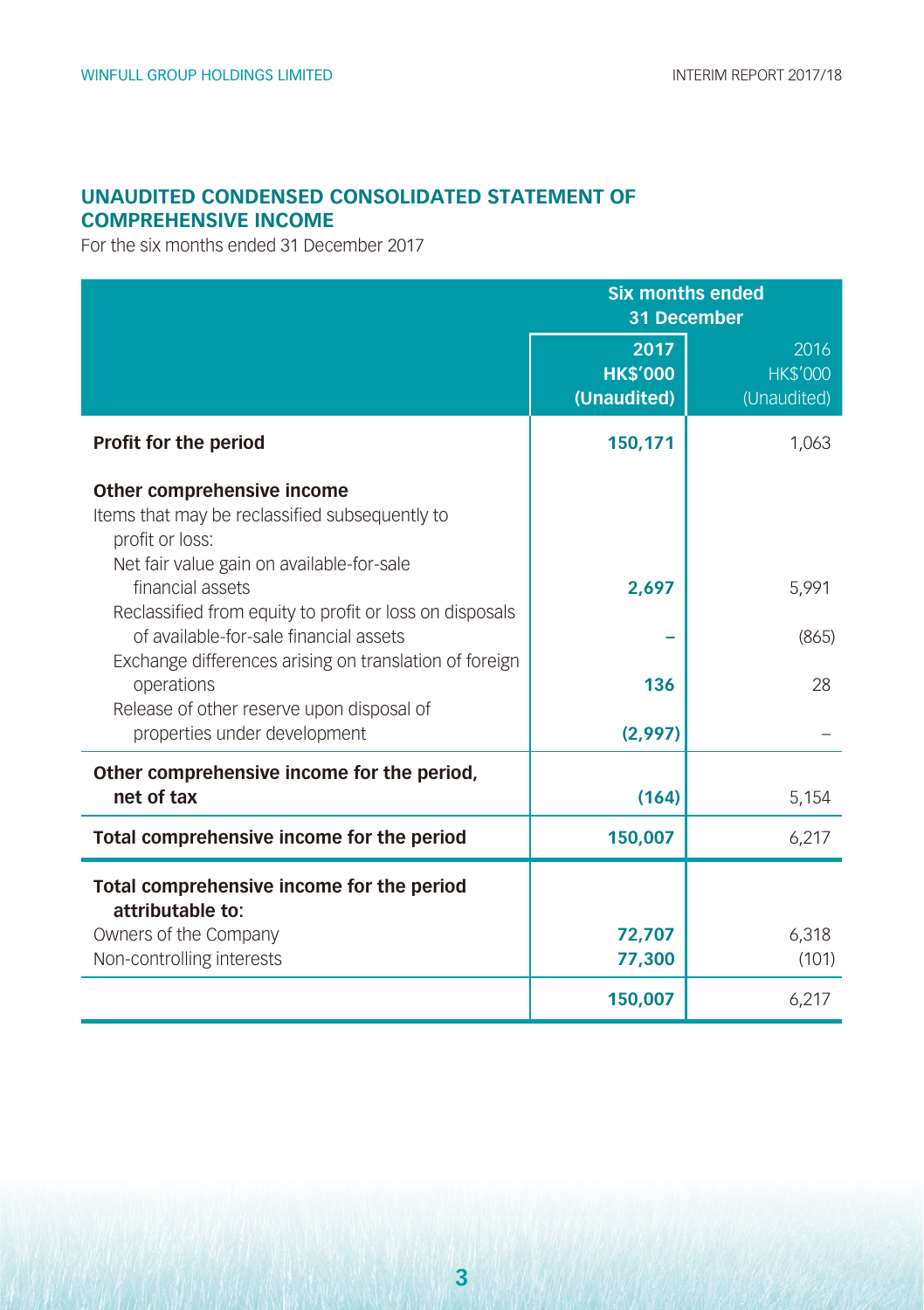## UNAUDITED CONDENSED CONSOLIDATED STATEMENT OF COMPREHENSIVE INCOME

For the six months ended 31 December 2017

| | Six months ended 31 December | |
|---|---|---|
| | **2017** **HK$'000** **(Unaudited)** | 2016 HK$'000 (Unaudited) |
| **Profit for the period** | **150,171** | 1,063 |
| **Other comprehensive income** | | |
| Items that may be reclassified subsequently to profit or loss: | | |
| Net fair value gain on available-for-sale financial assets | **2,697** | 5,991 |
| Reclassified from equity to profit or loss on disposals of available-for-sale financial assets | **–** | (865) |
| Exchange differences arising on translation of foreign operations | **136** | 28 |
| Release of other reserve upon disposal of properties under development | **(2,997)** | – |
| **Other comprehensive income for the period, net of tax** | **(164)** | 5,154 |
| **Total comprehensive income for the period** | **150,007** | 6,217 |
| **Total comprehensive income for the period attributable to:** | | |
| Owners of the Company | **72,707** | 6,318 |
| Non-controlling interests | **77,300** | (101) |
| | **150,007** | 6,217 |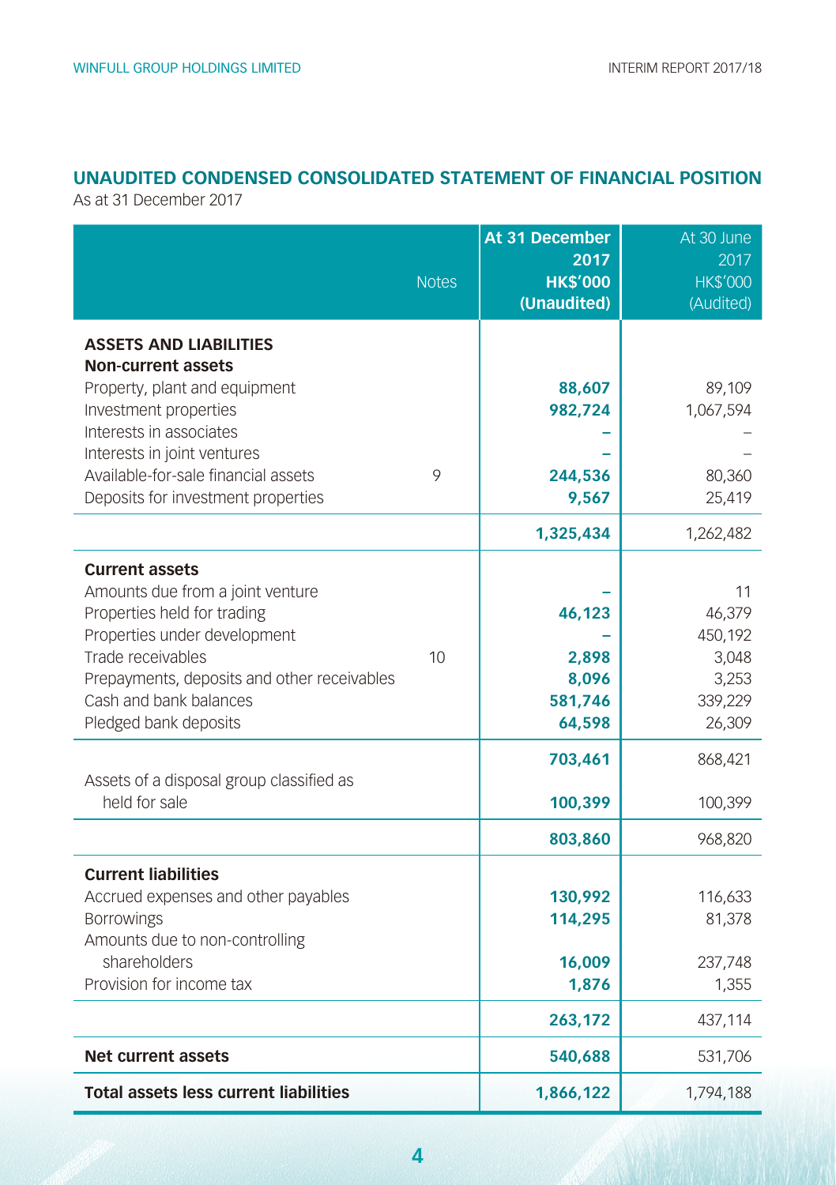## UNAUDITED CONDENSED CONSOLIDATED STATEMENT OF FINANCIAL POSITION

As at 31 December 2017

| | Notes | At 31 December 2017 HK$'000 (Unaudited) | At 30 June 2017 HK$'000 (Audited) |
|---|---|---|---|
| **ASSETS AND LIABILITIES** | | | |
| **Non-current assets** | | | |
| Property, plant and equipment | | **88,607** | 89,109 |
| Investment properties | | **982,724** | 1,067,594 |
| Interests in associates | | **–** | – |
| Interests in joint ventures | | **–** | – |
| Available-for-sale financial assets | 9 | **244,536** | 80,360 |
| Deposits for investment properties | | **9,567** | 25,419 |
| | | **1,325,434** | 1,262,482 |
| **Current assets** | | | |
| Amounts due from a joint venture | | **–** | 11 |
| Properties held for trading | | **46,123** | 46,379 |
| Properties under development | | **–** | 450,192 |
| Trade receivables | 10 | **2,898** | 3,048 |
| Prepayments, deposits and other receivables | | **8,096** | 3,253 |
| Cash and bank balances | | **581,746** | 339,229 |
| Pledged bank deposits | | **64,598** | 26,309 |
| | | **703,461** | 868,421 |
| Assets of a disposal group classified as held for sale | | **100,399** | 100,399 |
| | | **803,860** | 968,820 |
| **Current liabilities** | | | |
| Accrued expenses and other payables | | **130,992** | 116,633 |
| Borrowings | | **114,295** | 81,378 |
| Amounts due to non-controlling shareholders | | **16,009** | 237,748 |
| Provision for income tax | | **1,876** | 1,355 |
| | | **263,172** | 437,114 |
| **Net current assets** | | **540,688** | 531,706 |
| **Total assets less current liabilities** | | **1,866,122** | 1,794,188 |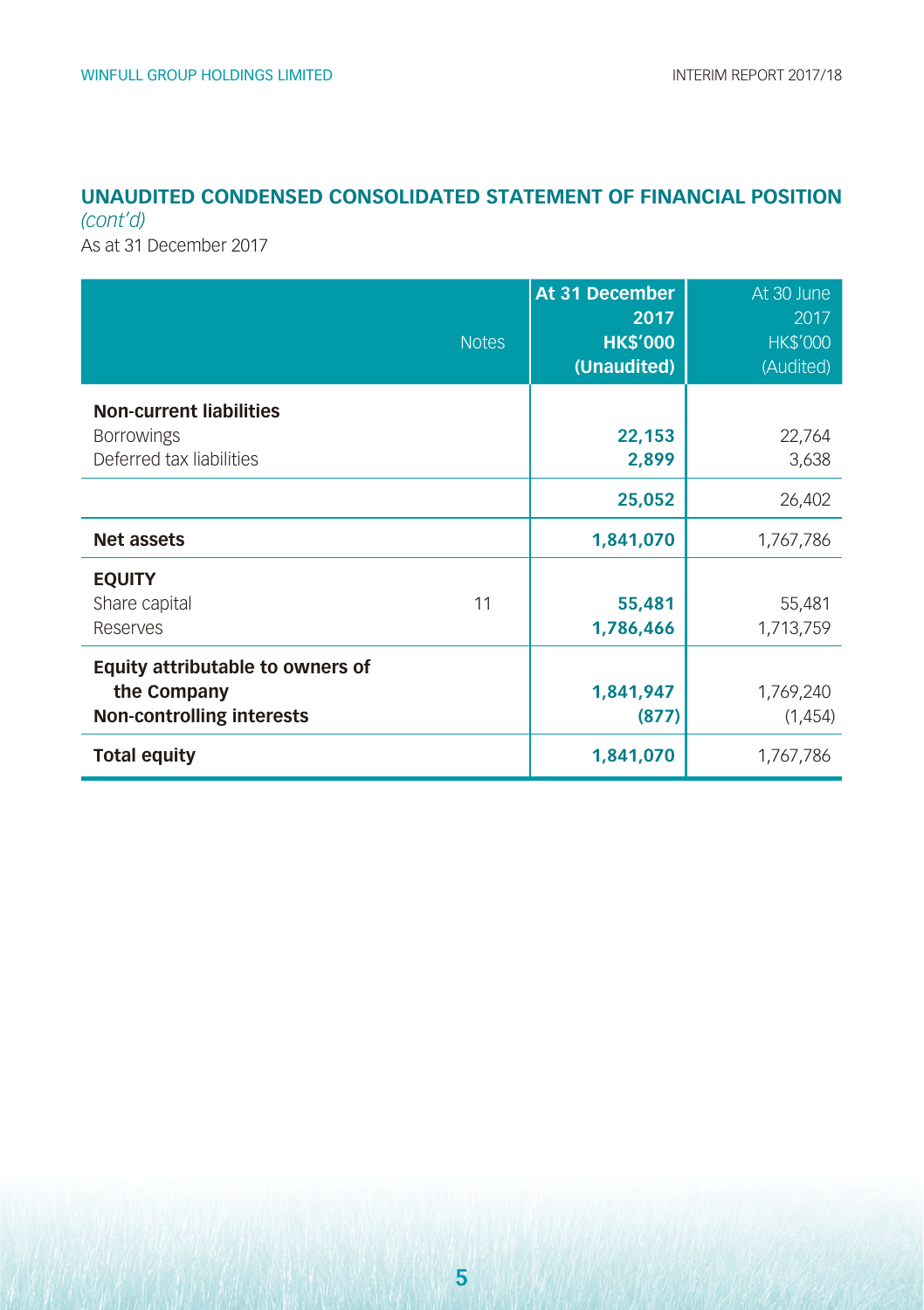## UNAUDITED CONDENSED CONSOLIDATED STATEMENT OF FINANCIAL POSITION

*(cont'd)*

As at 31 December 2017

| | Notes | At 31 December 2017 HK$'000 (Unaudited) | At 30 June 2017 HK$'000 (Audited) |
|---|---|---|---|
| **Non-current liabilities** | | | |
| Borrowings | | **22,153** | 22,764 |
| Deferred tax liabilities | | **2,899** | 3,638 |
| | | **25,052** | 26,402 |
| **Net assets** | | **1,841,070** | 1,767,786 |
| **EQUITY** | | | |
| Share capital | 11 | **55,481** | 55,481 |
| Reserves | | **1,786,466** | 1,713,759 |
| **Equity attributable to owners of the Company** | | **1,841,947** | 1,769,240 |
| **Non-controlling interests** | | **(877)** | (1,454) |
| **Total equity** | | **1,841,070** | 1,767,786 |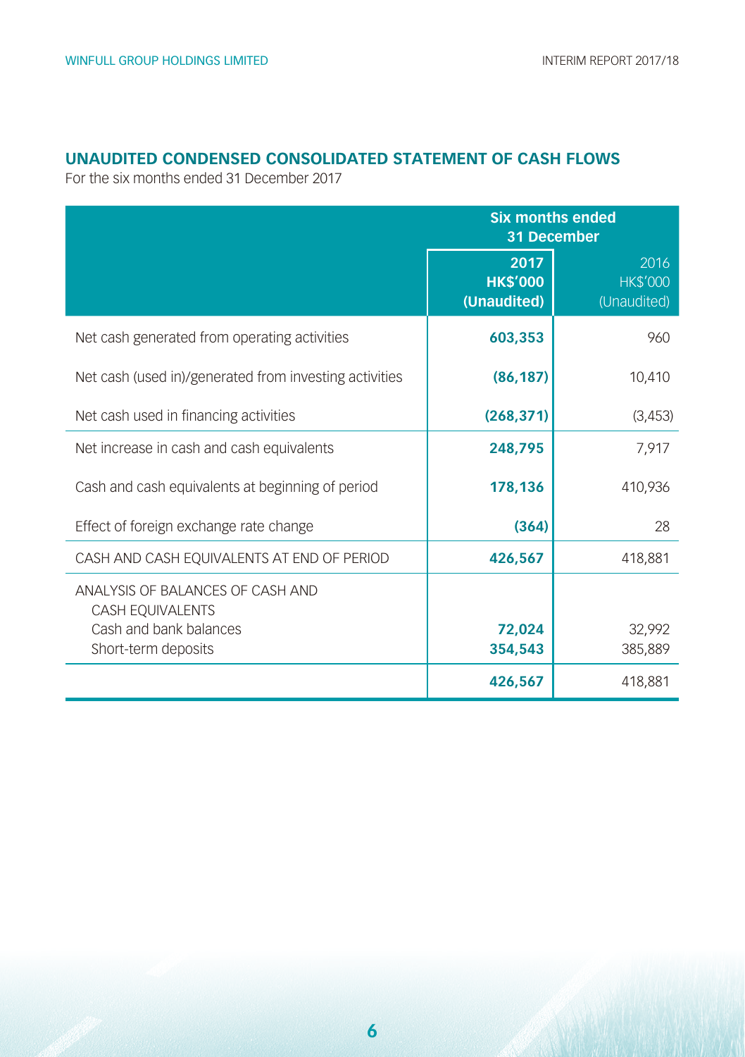## UNAUDITED CONDENSED CONSOLIDATED STATEMENT OF CASH FLOWS

For the six months ended 31 December 2017

| | Six months ended 31 December | |
|---|---|---|
| | **2017 HK$'000 (Unaudited)** | 2016 HK$'000 (Unaudited) |
| Net cash generated from operating activities | **603,353** | 960 |
| Net cash (used in)/generated from investing activities | **(86,187)** | 10,410 |
| Net cash used in financing activities | **(268,371)** | (3,453) |
| Net increase in cash and cash equivalents | **248,795** | 7,917 |
| Cash and cash equivalents at beginning of period | **178,136** | 410,936 |
| Effect of foreign exchange rate change | **(364)** | 28 |
| CASH AND CASH EQUIVALENTS AT END OF PERIOD | **426,567** | 418,881 |
| ANALYSIS OF BALANCES OF CASH AND CASH EQUIVALENTS | | |
| Cash and bank balances | **72,024** | 32,992 |
| Short-term deposits | **354,543** | 385,889 |
| | **426,567** | 418,881 |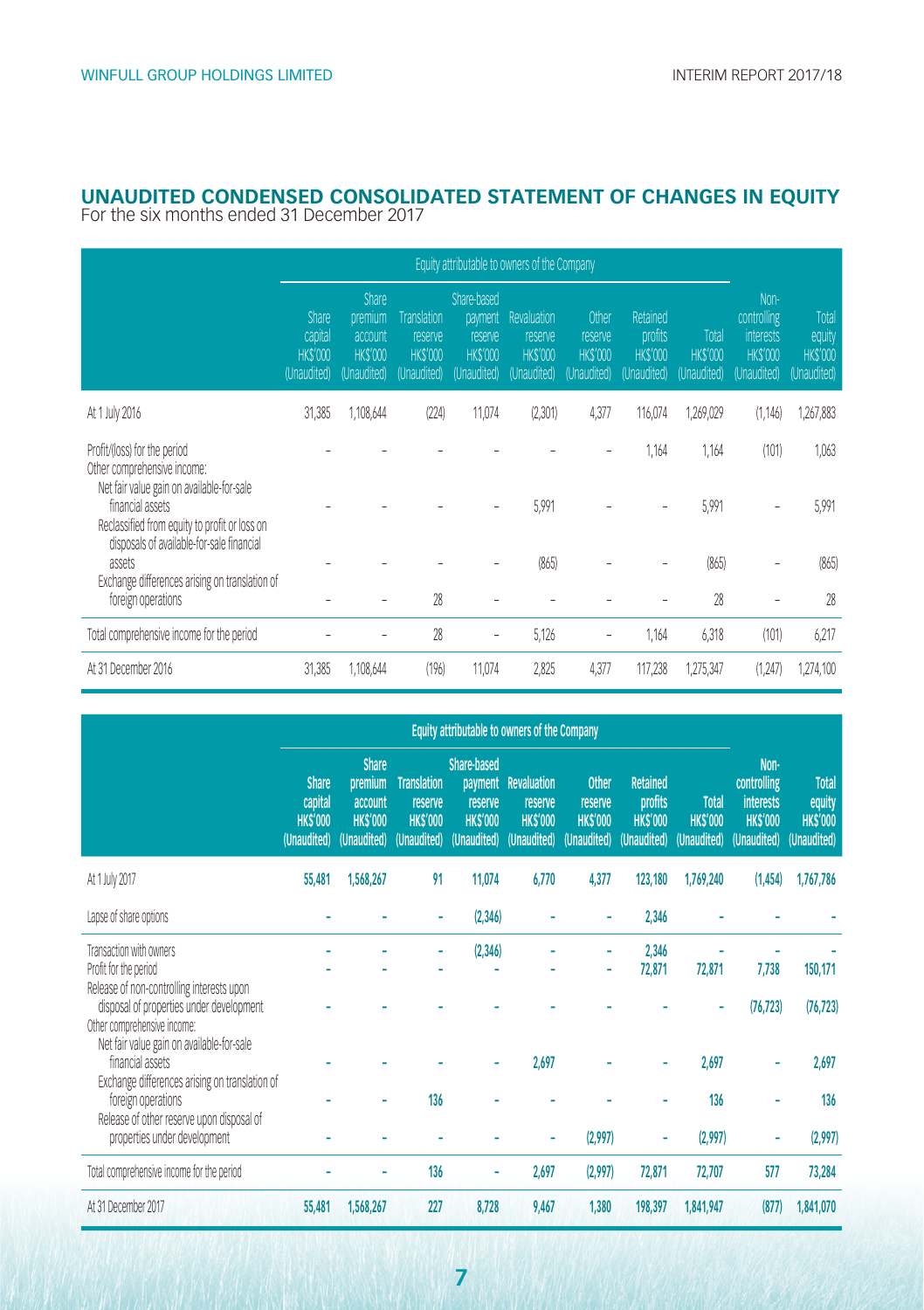# UNAUDITED CONDENSED CONSOLIDATED STATEMENT OF CHANGES IN EQUITY

For the six months ended 31 December 2017

| | Equity attributable to owners of the Company | | | | | | | | | |
|---|---|---|---|---|---|---|---|---|---|---|
| | Share capital HK$'000 (Unaudited) | Share premium account HK$'000 (Unaudited) | Translation reserve HK$'000 (Unaudited) | Share-based payment reserve HK$'000 (Unaudited) | Revaluation reserve HK$'000 (Unaudited) | Other reserve HK$'000 (Unaudited) | Retained profits HK$'000 (Unaudited) | Total HK$'000 (Unaudited) | Non-controlling interests HK$'000 (Unaudited) | Total equity HK$'000 (Unaudited) |
| At 1 July 2016 | 31,385 | 1,108,644 | (224) | 11,074 | (2,301) | 4,377 | 116,074 | 1,269,029 | (1,146) | 1,267,883 |
| Profit/(loss) for the period | – | – | – | – | – | – | 1,164 | 1,164 | (101) | 1,063 |
| Other comprehensive income: | | | | | | | | | | |
| Net fair value gain on available-for-sale financial assets | – | – | – | – | 5,991 | – | – | 5,991 | – | 5,991 |
| Reclassified from equity to profit or loss on disposals of available-for-sale financial assets | – | – | – | – | (865) | – | – | (865) | – | (865) |
| Exchange differences arising on translation of foreign operations | – | – | 28 | – | – | – | – | 28 | – | 28 |
| Total comprehensive income for the period | – | – | 28 | – | 5,126 | – | 1,164 | 6,318 | (101) | 6,217 |
| At 31 December 2016 | 31,385 | 1,108,644 | (196) | 11,074 | 2,825 | 4,377 | 117,238 | 1,275,347 | (1,247) | 1,274,100 |

| | Equity attributable to owners of the Company | | | | | | | | | |
|---|---|---|---|---|---|---|---|---|---|---|
| | **Share capital HK$'000 (Unaudited)** | **Share premium account HK$'000 (Unaudited)** | **Translation reserve HK$'000 (Unaudited)** | **Share-based payment reserve HK$'000 (Unaudited)** | **Revaluation reserve HK$'000 (Unaudited)** | **Other reserve HK$'000 (Unaudited)** | **Retained profits HK$'000 (Unaudited)** | **Total HK$'000 (Unaudited)** | **Non-controlling interests HK$'000 (Unaudited)** | **Total equity HK$'000 (Unaudited)** |
| At 1 July 2017 | **55,481** | **1,568,267** | **91** | **11,074** | **6,770** | **4,377** | **123,180** | **1,769,240** | **(1,454)** | **1,767,786** |
| Lapse of share options | **-** | **-** | **-** | **(2,346)** | **-** | **-** | **2,346** | **-** | **-** | **-** |
| Transaction with owners | **-** | **-** | **-** | **(2,346)** | **-** | **-** | **2,346** | **-** | **-** | **-** |
| Profit for the period | **-** | **-** | **-** | **-** | **-** | **-** | **72,871** | **72,871** | **7,738** | **150,171** |
| Release of non-controlling interests upon disposal of properties under development | **-** | **-** | **-** | **-** | **-** | **-** | **-** | **-** | **(76,723)** | **(76,723)** |
| Other comprehensive income: | | | | | | | | | | |
| Net fair value gain on available-for-sale financial assets | **-** | **-** | **-** | **-** | **2,697** | **-** | **-** | **2,697** | **-** | **2,697** |
| Exchange differences arising on translation of foreign operations | **-** | **-** | **136** | **-** | **-** | **-** | **-** | **136** | **-** | **136** |
| Release of other reserve upon disposal of properties under development | **-** | **-** | **-** | **-** | **-** | **(2,997)** | **-** | **(2,997)** | **-** | **(2,997)** |
| Total comprehensive income for the period | **-** | **-** | **136** | **-** | **2,697** | **(2,997)** | **72,871** | **72,707** | **577** | **73,284** |
| At 31 December 2017 | **55,481** | **1,568,267** | **227** | **8,728** | **9,467** | **1,380** | **198,397** | **1,841,947** | **(877)** | **1,841,070** |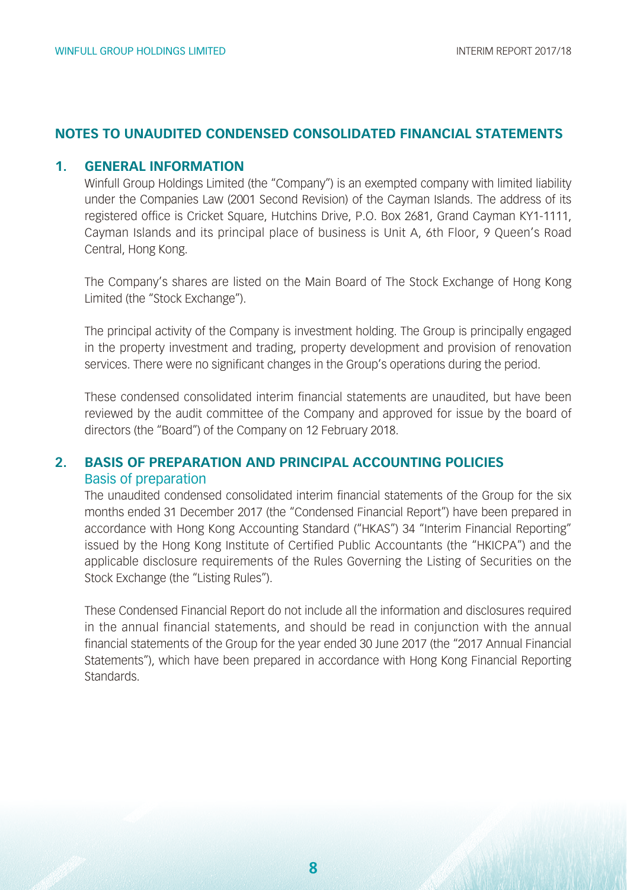## NOTES TO UNAUDITED CONDENSED CONSOLIDATED FINANCIAL STATEMENTS

### 1. GENERAL INFORMATION

Winfull Group Holdings Limited (the "Company") is an exempted company with limited liability under the Companies Law (2001 Second Revision) of the Cayman Islands. The address of its registered office is Cricket Square, Hutchins Drive, P.O. Box 2681, Grand Cayman KY1-1111, Cayman Islands and its principal place of business is Unit A, 6th Floor, 9 Queen's Road Central, Hong Kong.

The Company's shares are listed on the Main Board of The Stock Exchange of Hong Kong Limited (the "Stock Exchange").

The principal activity of the Company is investment holding. The Group is principally engaged in the property investment and trading, property development and provision of renovation services. There were no significant changes in the Group's operations during the period.

These condensed consolidated interim financial statements are unaudited, but have been reviewed by the audit committee of the Company and approved for issue by the board of directors (the "Board") of the Company on 12 February 2018.

### 2. BASIS OF PREPARATION AND PRINCIPAL ACCOUNTING POLICIES

#### Basis of preparation

The unaudited condensed consolidated interim financial statements of the Group for the six months ended 31 December 2017 (the "Condensed Financial Report") have been prepared in accordance with Hong Kong Accounting Standard ("HKAS") 34 "Interim Financial Reporting" issued by the Hong Kong Institute of Certified Public Accountants (the "HKICPA") and the applicable disclosure requirements of the Rules Governing the Listing of Securities on the Stock Exchange (the "Listing Rules").

These Condensed Financial Report do not include all the information and disclosures required in the annual financial statements, and should be read in conjunction with the annual financial statements of the Group for the year ended 30 June 2017 (the "2017 Annual Financial Statements"), which have been prepared in accordance with Hong Kong Financial Reporting Standards.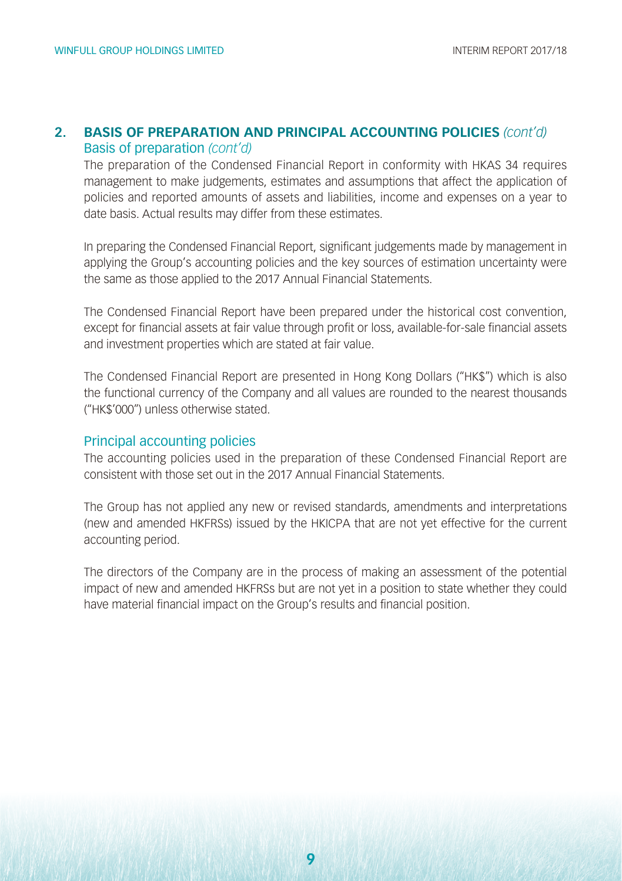## 2. BASIS OF PREPARATION AND PRINCIPAL ACCOUNTING POLICIES *(cont'd)*

### Basis of preparation *(cont'd)*

The preparation of the Condensed Financial Report in conformity with HKAS 34 requires management to make judgements, estimates and assumptions that affect the application of policies and reported amounts of assets and liabilities, income and expenses on a year to date basis. Actual results may differ from these estimates.

In preparing the Condensed Financial Report, significant judgements made by management in applying the Group's accounting policies and the key sources of estimation uncertainty were the same as those applied to the 2017 Annual Financial Statements.

The Condensed Financial Report have been prepared under the historical cost convention, except for financial assets at fair value through profit or loss, available-for-sale financial assets and investment properties which are stated at fair value.

The Condensed Financial Report are presented in Hong Kong Dollars ("HK$") which is also the functional currency of the Company and all values are rounded to the nearest thousands ("HK$'000") unless otherwise stated.

### Principal accounting policies

The accounting policies used in the preparation of these Condensed Financial Report are consistent with those set out in the 2017 Annual Financial Statements.

The Group has not applied any new or revised standards, amendments and interpretations (new and amended HKFRSs) issued by the HKICPA that are not yet effective for the current accounting period.

The directors of the Company are in the process of making an assessment of the potential impact of new and amended HKFRSs but are not yet in a position to state whether they could have material financial impact on the Group's results and financial position.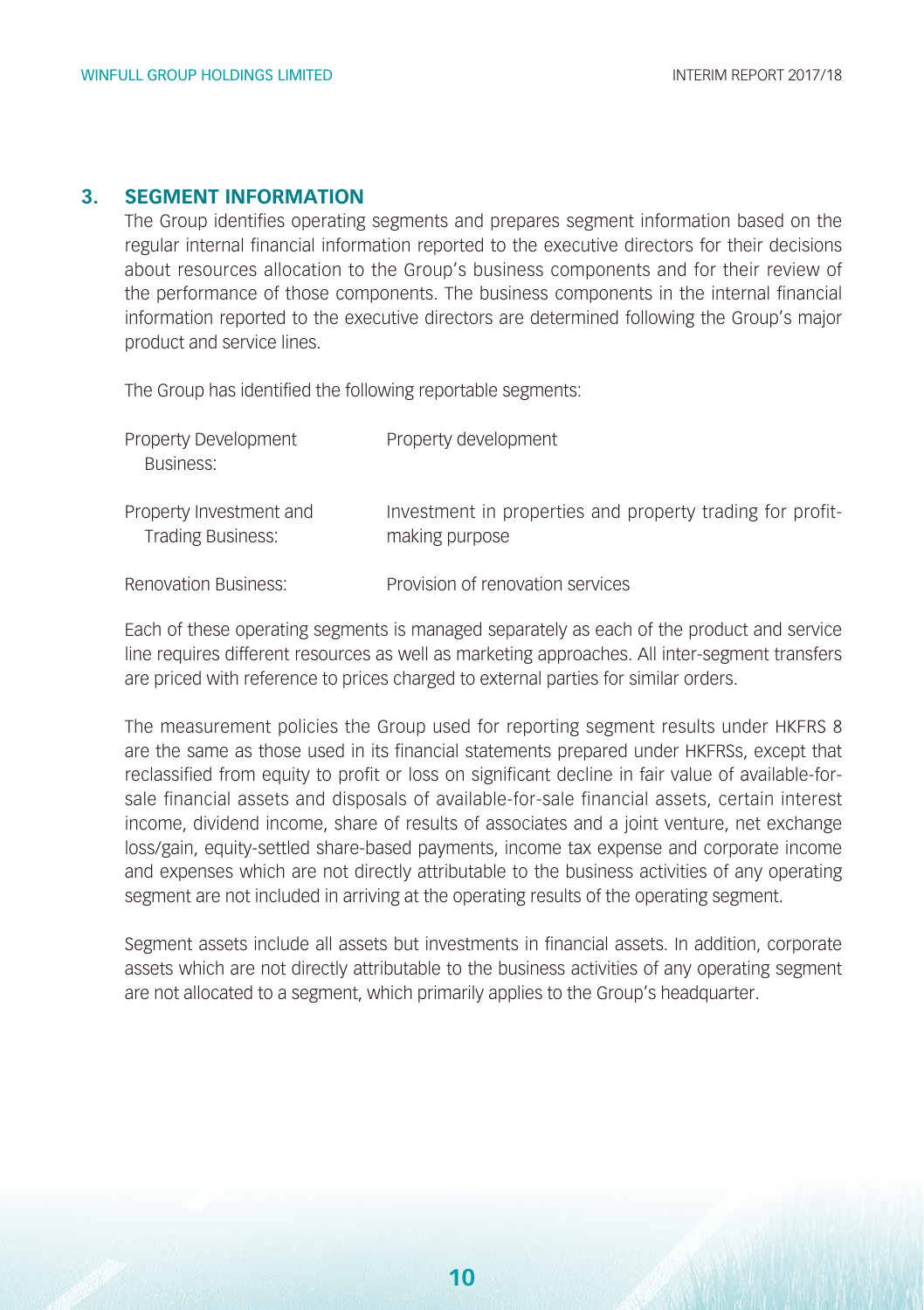## 3. SEGMENT INFORMATION

The Group identifies operating segments and prepares segment information based on the regular internal financial information reported to the executive directors for their decisions about resources allocation to the Group's business components and for their review of the performance of those components. The business components in the internal financial information reported to the executive directors are determined following the Group's major product and service lines.

The Group has identified the following reportable segments:

| | |
|---|---|
| Property Development Business: | Property development |
| Property Investment and Trading Business: | Investment in properties and property trading for profit-making purpose |
| Renovation Business: | Provision of renovation services |

Each of these operating segments is managed separately as each of the product and service line requires different resources as well as marketing approaches. All inter-segment transfers are priced with reference to prices charged to external parties for similar orders.

The measurement policies the Group used for reporting segment results under HKFRS 8 are the same as those used in its financial statements prepared under HKFRSs, except that reclassified from equity to profit or loss on significant decline in fair value of available-for-sale financial assets and disposals of available-for-sale financial assets, certain interest income, dividend income, share of results of associates and a joint venture, net exchange loss/gain, equity-settled share-based payments, income tax expense and corporate income and expenses which are not directly attributable to the business activities of any operating segment are not included in arriving at the operating results of the operating segment.

Segment assets include all assets but investments in financial assets. In addition, corporate assets which are not directly attributable to the business activities of any operating segment are not allocated to a segment, which primarily applies to the Group's headquarter.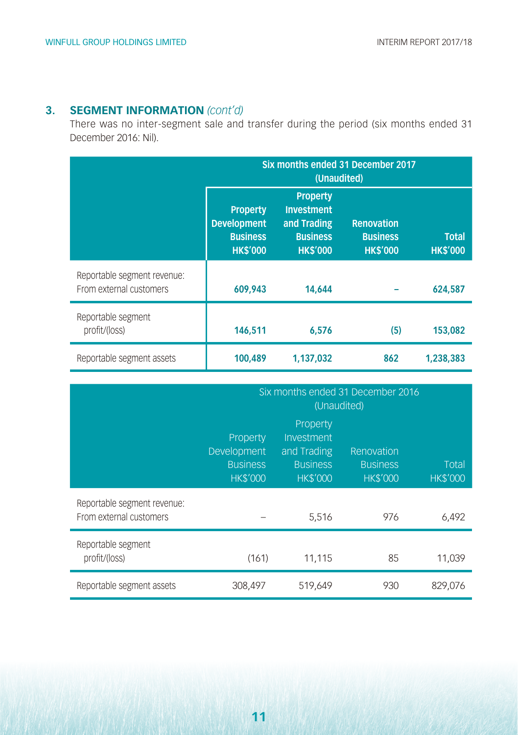## 3. SEGMENT INFORMATION *(cont'd)*

There was no inter-segment sale and transfer during the period (six months ended 31 December 2016: Nil).

| | Six months ended 31 December 2017 (Unaudited) | | | |
|---|---|---|---|---|
| | **Property Development Business HK$'000** | **Property Investment and Trading Business HK$'000** | **Renovation Business HK$'000** | **Total HK$'000** |
| Reportable segment revenue: From external customers | **609,943** | **14,644** | **–** | **624,587** |
| Reportable segment profit/(loss) | **146,511** | **6,576** | **(5)** | **153,082** |
| Reportable segment assets | **100,489** | **1,137,032** | **862** | **1,238,383** |

| | Six months ended 31 December 2016 (Unaudited) | | | |
|---|---|---|---|---|
| | Property Development Business HK$'000 | Property Investment and Trading Business HK$'000 | Renovation Business HK$'000 | Total HK$'000 |
| Reportable segment revenue: From external customers | – | 5,516 | 976 | 6,492 |
| Reportable segment profit/(loss) | (161) | 11,115 | 85 | 11,039 |
| Reportable segment assets | 308,497 | 519,649 | 930 | 829,076 |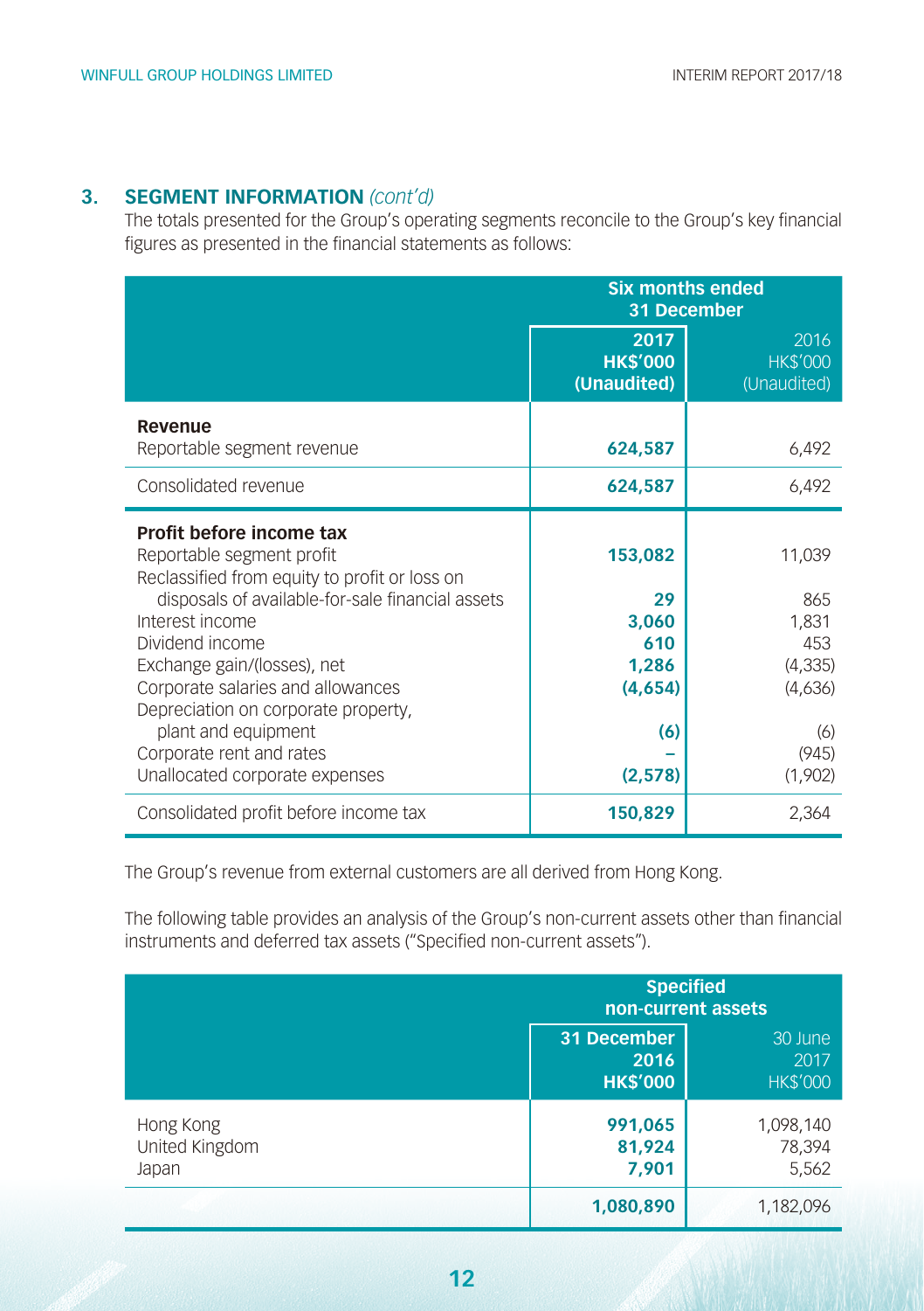## 3. SEGMENT INFORMATION *(cont'd)*

The totals presented for the Group's operating segments reconcile to the Group's key financial figures as presented in the financial statements as follows:

| | Six months ended 31 December | |
|---|---|---|
| | **2017 HK$'000 (Unaudited)** | 2016 HK$'000 (Unaudited) |
| **Revenue** | | |
| Reportable segment revenue | **624,587** | 6,492 |
| Consolidated revenue | **624,587** | 6,492 |
| **Profit before income tax** | | |
| Reportable segment profit | **153,082** | 11,039 |
| Reclassified from equity to profit or loss on disposals of available-for-sale financial assets | **29** | 865 |
| Interest income | **3,060** | 1,831 |
| Dividend income | **610** | 453 |
| Exchange gain/(losses), net | **1,286** | (4,335) |
| Corporate salaries and allowances | **(4,654)** | (4,636) |
| Depreciation on corporate property, plant and equipment | **(6)** | (6) |
| Corporate rent and rates | **–** | (945) |
| Unallocated corporate expenses | **(2,578)** | (1,902) |
| Consolidated profit before income tax | **150,829** | 2,364 |

The Group's revenue from external customers are all derived from Hong Kong.

The following table provides an analysis of the Group's non-current assets other than financial instruments and deferred tax assets ("Specified non-current assets").

| | Specified non-current assets | |
|---|---|---|
| | **31 December 2016 HK$'000** | 30 June 2017 HK$'000 |
| Hong Kong | **991,065** | 1,098,140 |
| United Kingdom | **81,924** | 78,394 |
| Japan | **7,901** | 5,562 |
| | **1,080,890** | 1,182,096 |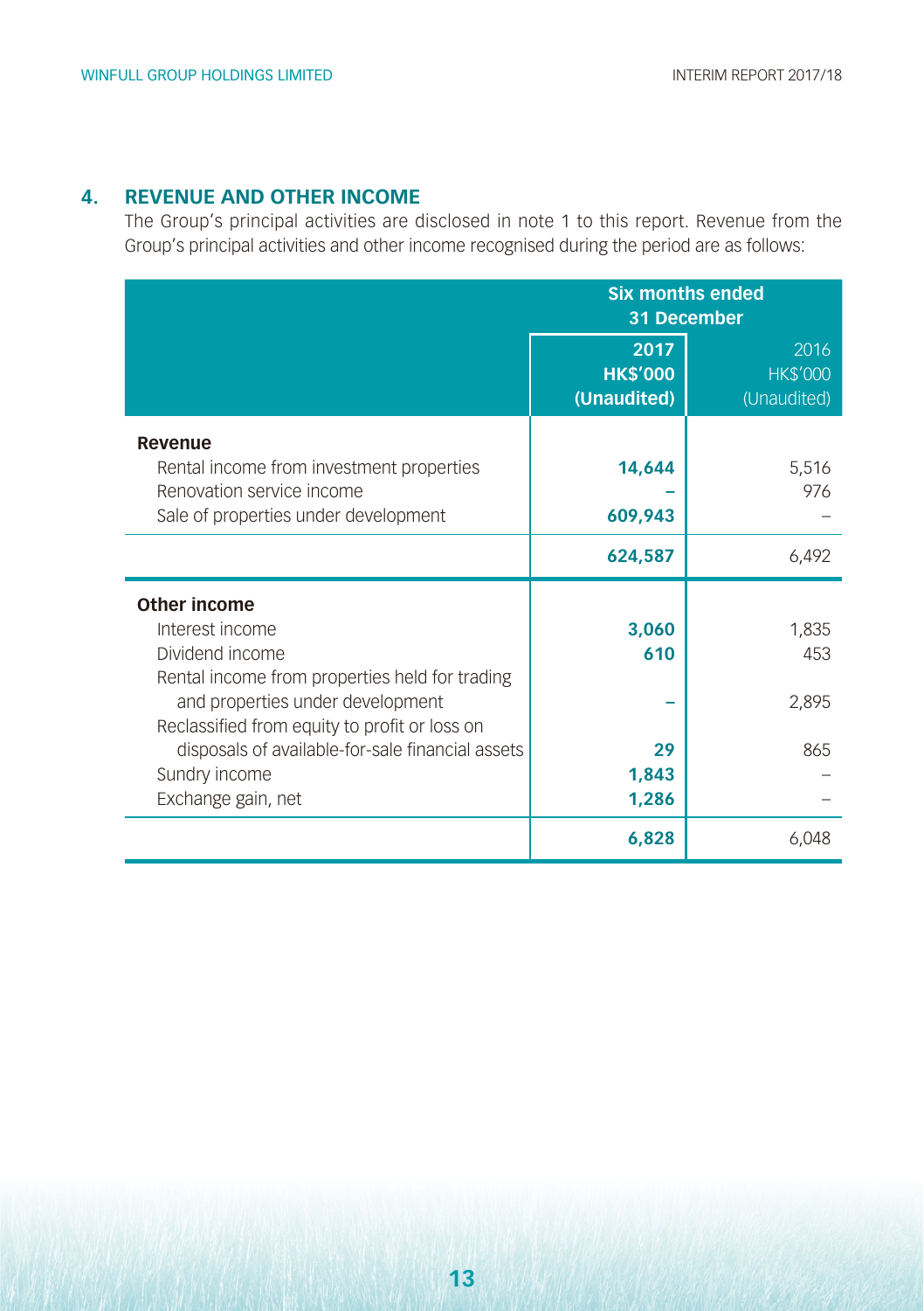## 4. REVENUE AND OTHER INCOME

The Group's principal activities are disclosed in note 1 to this report. Revenue from the Group's principal activities and other income recognised during the period are as follows:

| | Six months ended 31 December | |
|---|---|---|
| | **2017** **HK$'000** **(Unaudited)** | 2016 HK$'000 (Unaudited) |
| **Revenue** | | |
| Rental income from investment properties | **14,644** | 5,516 |
| Renovation service income | **–** | 976 |
| Sale of properties under development | **609,943** | – |
| | **624,587** | 6,492 |
| **Other income** | | |
| Interest income | **3,060** | 1,835 |
| Dividend income | **610** | 453 |
| Rental income from properties held for trading and properties under development | **–** | 2,895 |
| Reclassified from equity to profit or loss on disposals of available-for-sale financial assets | **29** | 865 |
| Sundry income | **1,843** | – |
| Exchange gain, net | **1,286** | – |
| | **6,828** | 6,048 |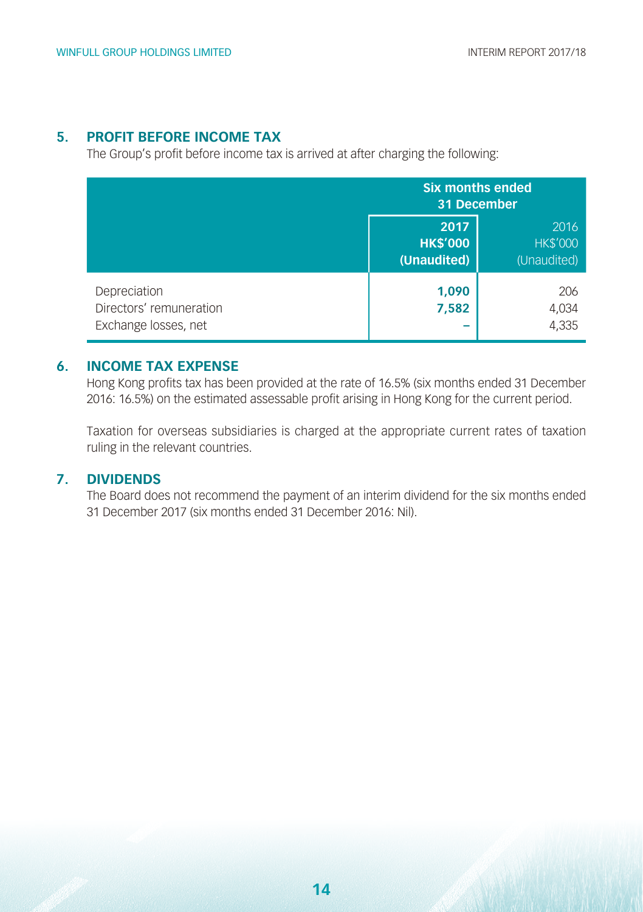## 5. PROFIT BEFORE INCOME TAX

The Group's profit before income tax is arrived at after charging the following:

| | Six months ended 31 December | |
|---|---|---|
| | **2017 HK$'000 (Unaudited)** | 2016 HK$'000 (Unaudited) |
| Depreciation | **1,090** | 206 |
| Directors' remuneration | **7,582** | 4,034 |
| Exchange losses, net | **–** | 4,335 |

## 6. INCOME TAX EXPENSE

Hong Kong profits tax has been provided at the rate of 16.5% (six months ended 31 December 2016: 16.5%) on the estimated assessable profit arising in Hong Kong for the current period.

Taxation for overseas subsidiaries is charged at the appropriate current rates of taxation ruling in the relevant countries.

## 7. DIVIDENDS

The Board does not recommend the payment of an interim dividend for the six months ended 31 December 2017 (six months ended 31 December 2016: Nil).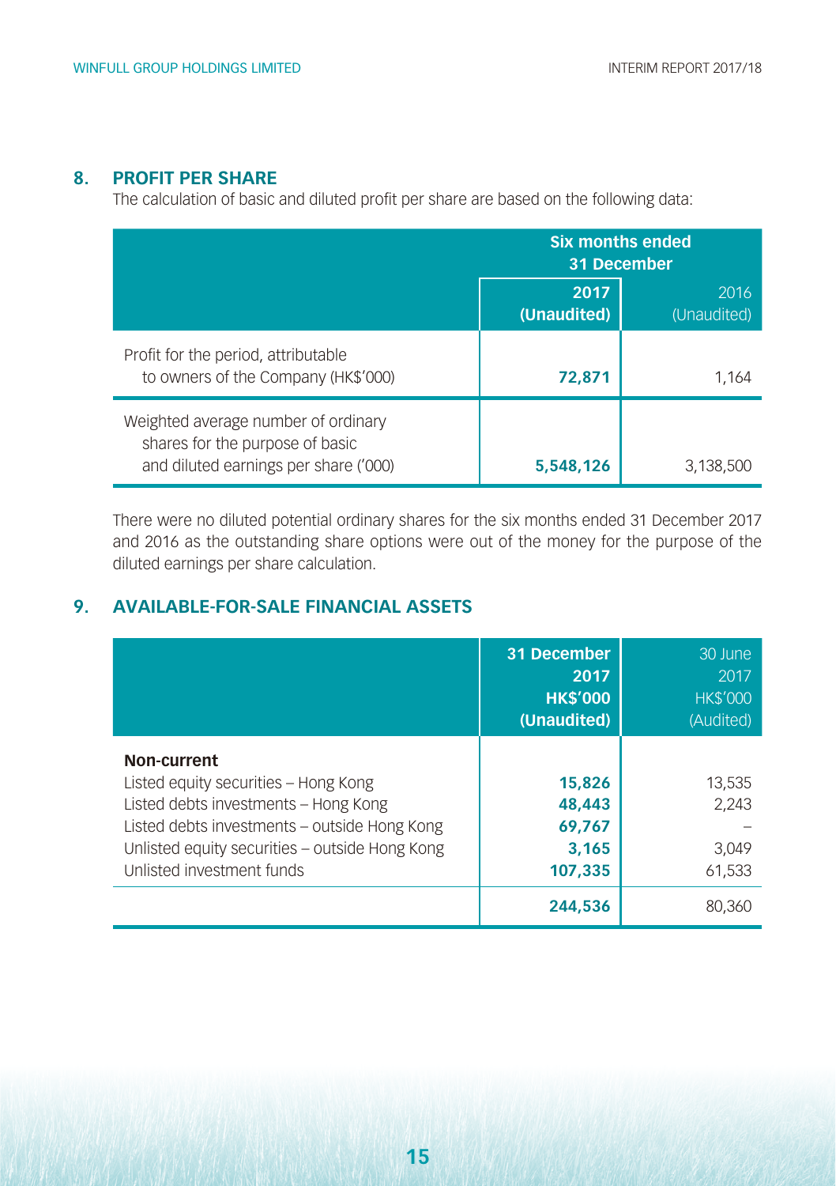## 8. PROFIT PER SHARE

The calculation of basic and diluted profit per share are based on the following data:

| | Six months ended 31 December | |
|---|---|---|
| | **2017 (Unaudited)** | 2016 (Unaudited) |
| Profit for the period, attributable to owners of the Company (HK$'000) | **72,871** | 1,164 |
| Weighted average number of ordinary shares for the purpose of basic and diluted earnings per share ('000) | **5,548,126** | 3,138,500 |

There were no diluted potential ordinary shares for the six months ended 31 December 2017 and 2016 as the outstanding share options were out of the money for the purpose of the diluted earnings per share calculation.

## 9. AVAILABLE-FOR-SALE FINANCIAL ASSETS

| | **31 December 2017 HK$'000 (Unaudited)** | 30 June 2017 HK$'000 (Audited) |
|---|---|---|
| **Non-current** | | |
| Listed equity securities – Hong Kong | **15,826** | 13,535 |
| Listed debts investments – Hong Kong | **48,443** | 2,243 |
| Listed debts investments – outside Hong Kong | **69,767** | – |
| Unlisted equity securities – outside Hong Kong | **3,165** | 3,049 |
| Unlisted investment funds | **107,335** | 61,533 |
| | **244,536** | 80,360 |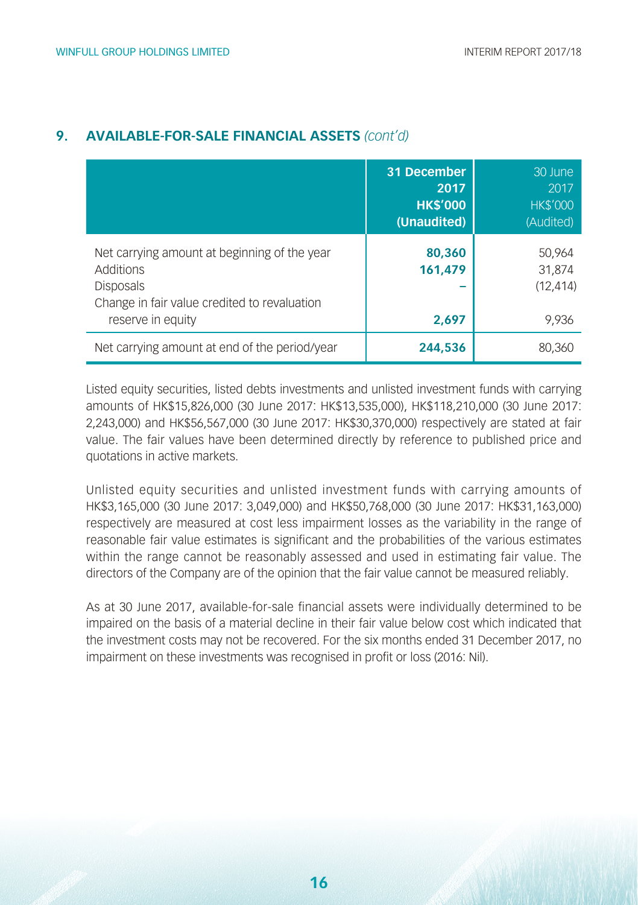## 9. AVAILABLE-FOR-SALE FINANCIAL ASSETS *(cont'd)*

| | **31 December 2017 HK$'000 (Unaudited)** | 30 June 2017 HK$'000 (Audited) |
|---|---|---|
| Net carrying amount at beginning of the year | **80,360** | 50,964 |
| Additions | **161,479** | 31,874 |
| Disposals | **–** | (12,414) |
| Change in fair value credited to revaluation reserve in equity | **2,697** | 9,936 |
| Net carrying amount at end of the period/year | **244,536** | 80,360 |

Listed equity securities, listed debts investments and unlisted investment funds with carrying amounts of HK$15,826,000 (30 June 2017: HK$13,535,000), HK$118,210,000 (30 June 2017: 2,243,000) and HK$56,567,000 (30 June 2017: HK$30,370,000) respectively are stated at fair value. The fair values have been determined directly by reference to published price and quotations in active markets.

Unlisted equity securities and unlisted investment funds with carrying amounts of HK$3,165,000 (30 June 2017: 3,049,000) and HK$50,768,000 (30 June 2017: HK$31,163,000) respectively are measured at cost less impairment losses as the variability in the range of reasonable fair value estimates is significant and the probabilities of the various estimates within the range cannot be reasonably assessed and used in estimating fair value. The directors of the Company are of the opinion that the fair value cannot be measured reliably.

As at 30 June 2017, available-for-sale financial assets were individually determined to be impaired on the basis of a material decline in their fair value below cost which indicated that the investment costs may not be recovered. For the six months ended 31 December 2017, no impairment on these investments was recognised in profit or loss (2016: Nil).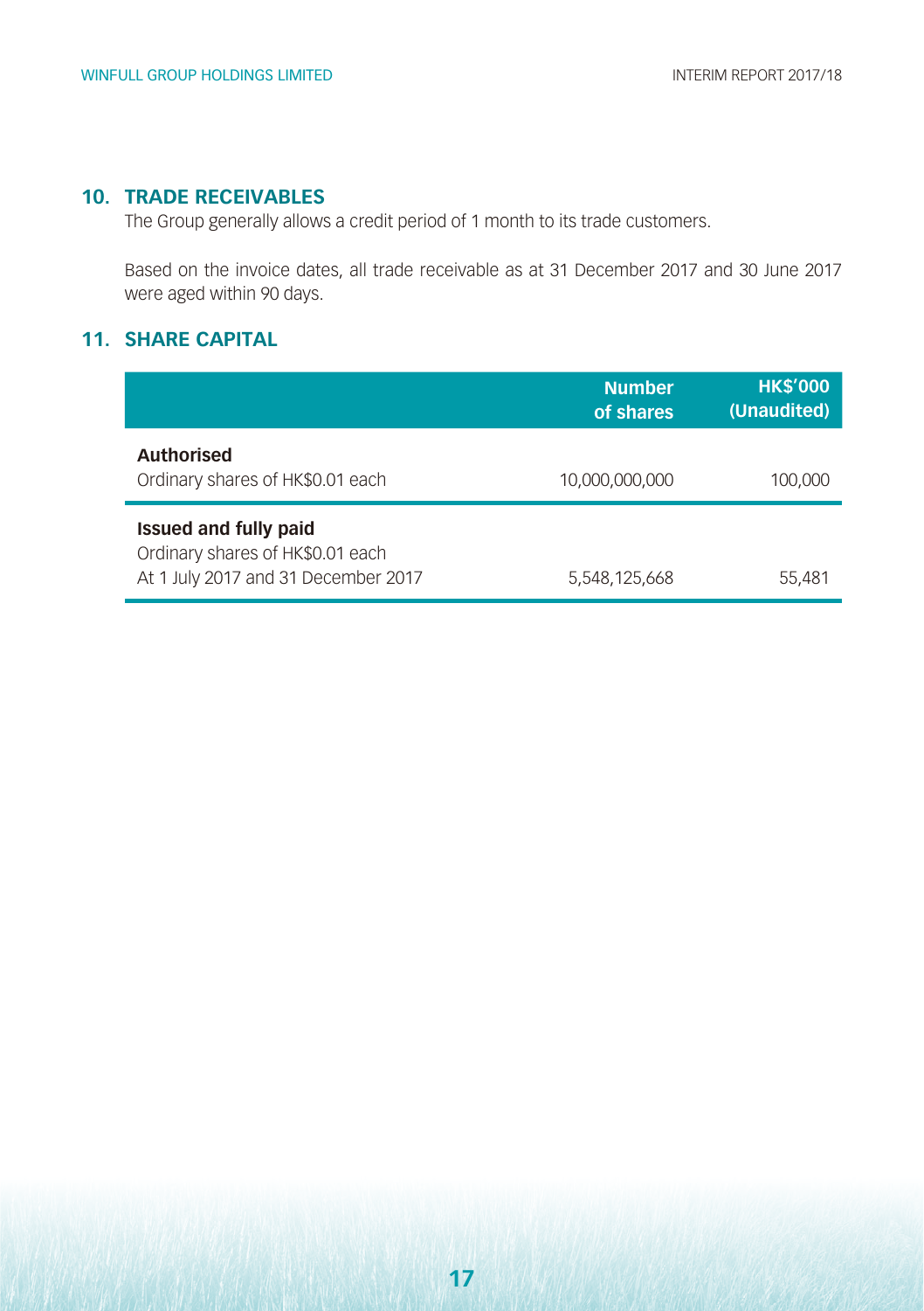## 10. TRADE RECEIVABLES

The Group generally allows a credit period of 1 month to its trade customers.

Based on the invoice dates, all trade receivable as at 31 December 2017 and 30 June 2017 were aged within 90 days.

## 11. SHARE CAPITAL

| | Number of shares | HK$'000 (Unaudited) |
|---|---|---|
| **Authorised** | | |
| Ordinary shares of HK$0.01 each | 10,000,000,000 | 100,000 |
| **Issued and fully paid** | | |
| Ordinary shares of HK$0.01 each | | |
| At 1 July 2017 and 31 December 2017 | 5,548,125,668 | 55,481 |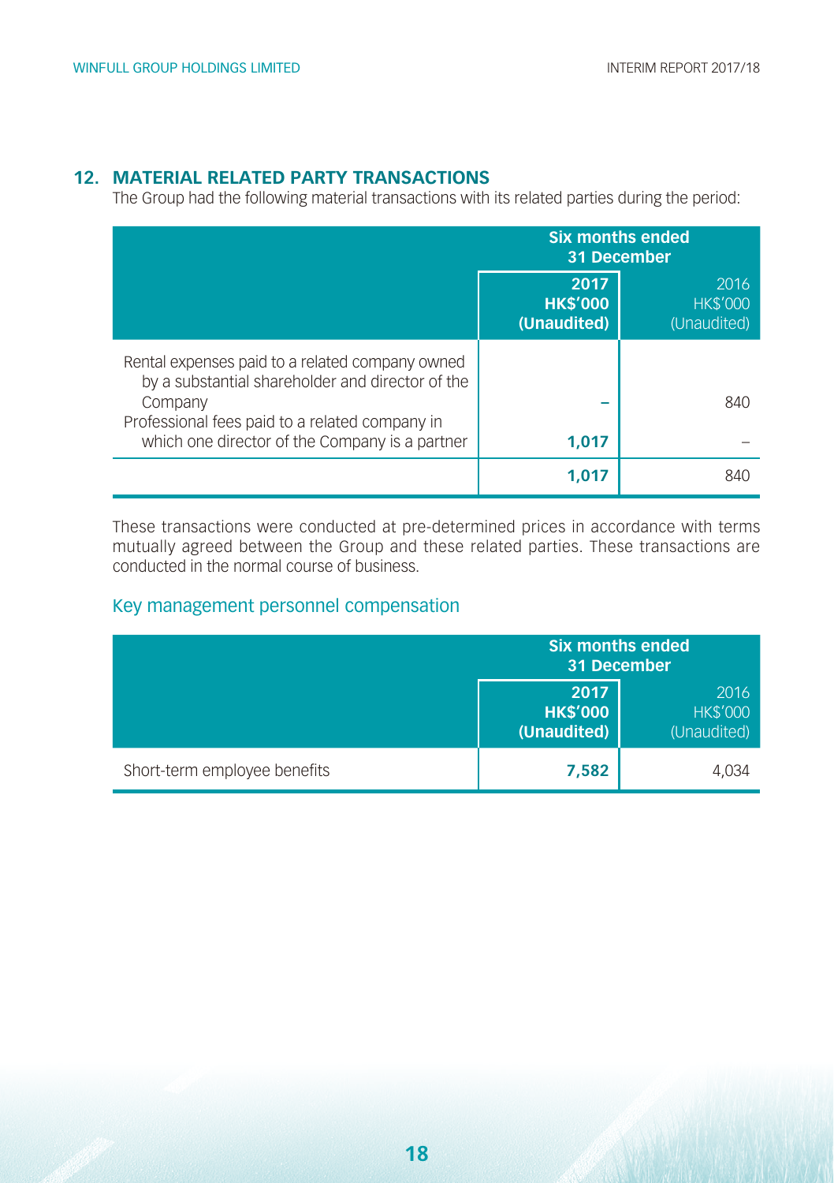## 12. MATERIAL RELATED PARTY TRANSACTIONS

The Group had the following material transactions with its related parties during the period:

| | Six months ended 31 December | |
|---|---|---|
| | **2017** **HK$'000** **(Unaudited)** | 2016 HK$'000 (Unaudited) |
| Rental expenses paid to a related company owned by a substantial shareholder and director of the Company | **–** | 840 |
| Professional fees paid to a related company in which one director of the Company is a partner | **1,017** | – |
| | **1,017** | 840 |

These transactions were conducted at pre-determined prices in accordance with terms mutually agreed between the Group and these related parties. These transactions are conducted in the normal course of business.

### Key management personnel compensation

| | Six months ended 31 December | |
|---|---|---|
| | **2017** **HK$'000** **(Unaudited)** | 2016 HK$'000 (Unaudited) |
| Short-term employee benefits | **7,582** | 4,034 |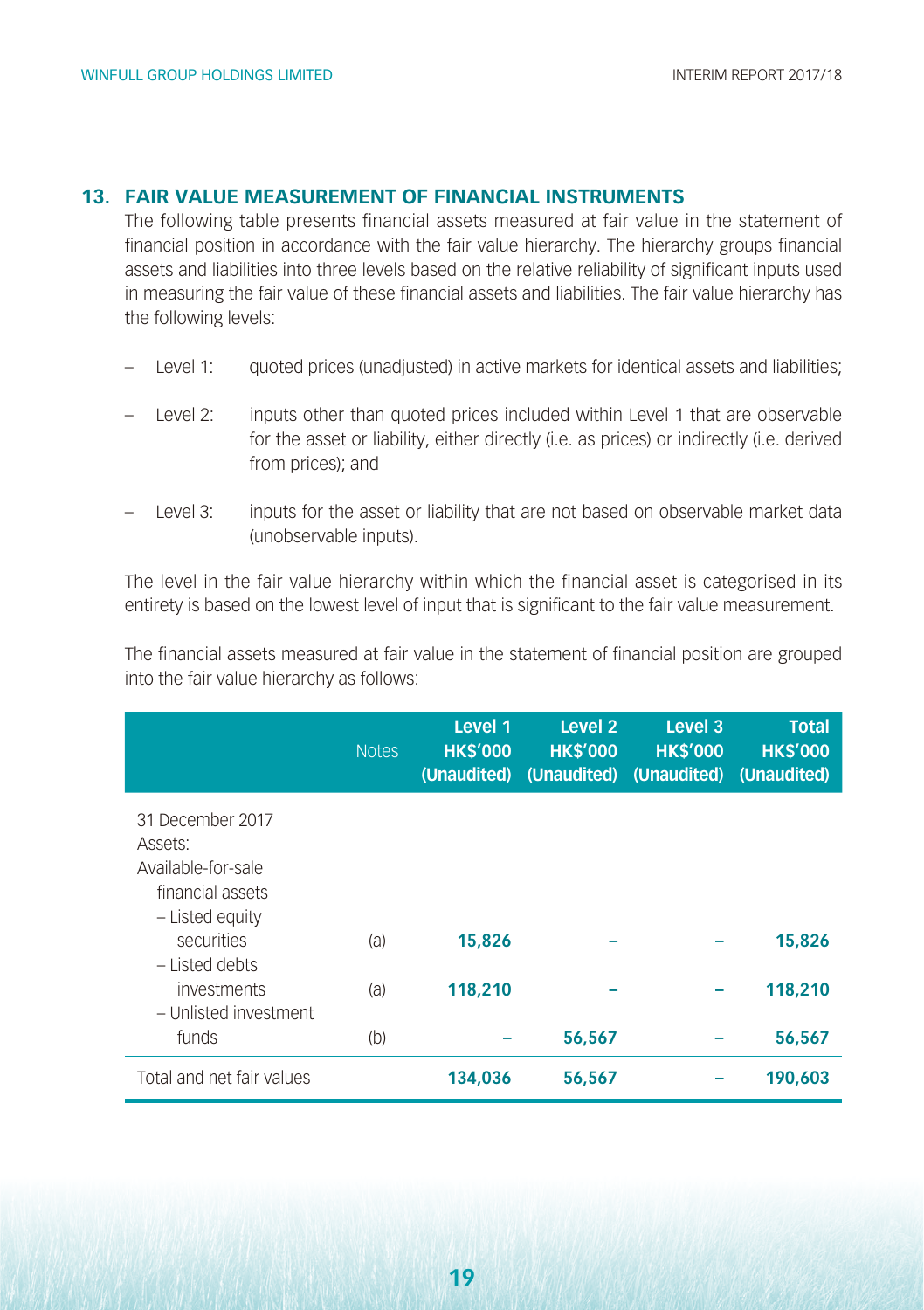## 13. FAIR VALUE MEASUREMENT OF FINANCIAL INSTRUMENTS

The following table presents financial assets measured at fair value in the statement of financial position in accordance with the fair value hierarchy. The hierarchy groups financial assets and liabilities into three levels based on the relative reliability of significant inputs used in measuring the fair value of these financial assets and liabilities. The fair value hierarchy has the following levels:

- Level 1: quoted prices (unadjusted) in active markets for identical assets and liabilities;
- Level 2: inputs other than quoted prices included within Level 1 that are observable for the asset or liability, either directly (i.e. as prices) or indirectly (i.e. derived from prices); and
- Level 3: inputs for the asset or liability that are not based on observable market data (unobservable inputs).

The level in the fair value hierarchy within which the financial asset is categorised in its entirety is based on the lowest level of input that is significant to the fair value measurement.

The financial assets measured at fair value in the statement of financial position are grouped into the fair value hierarchy as follows:

| | Notes | Level 1 HK$'000 (Unaudited) | Level 2 HK$'000 (Unaudited) | Level 3 HK$'000 (Unaudited) | Total HK$'000 (Unaudited) |
|---|---|---|---|---|---|
| 31 December 2017 | | | | | |
| Assets: | | | | | |
| Available-for-sale financial assets | | | | | |
| – Listed equity securities | (a) | **15,826** | **–** | **–** | **15,826** |
| – Listed debts investments | (a) | **118,210** | **–** | **–** | **118,210** |
| – Unlisted investment funds | (b) | **–** | **56,567** | **–** | **56,567** |
| Total and net fair values | | **134,036** | **56,567** | **–** | **190,603** |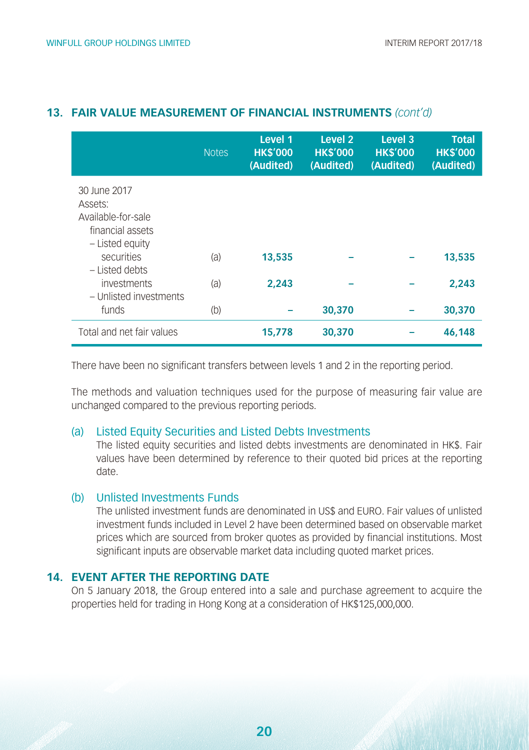## 13. FAIR VALUE MEASUREMENT OF FINANCIAL INSTRUMENTS *(cont'd)*

| | Notes | Level 1 HK$'000 (Audited) | Level 2 HK$'000 (Audited) | Level 3 HK$'000 (Audited) | Total HK$'000 (Audited) |
|---|---|---|---|---|---|
| 30 June 2017 | | | | | |
| Assets: | | | | | |
| Available-for-sale financial assets | | | | | |
| – Listed equity securities | (a) | **13,535** | – | – | **13,535** |
| – Listed debts investments | (a) | **2,243** | – | – | **2,243** |
| – Unlisted investments funds | (b) | – | **30,370** | – | **30,370** |
| Total and net fair values | | **15,778** | **30,370** | – | **46,148** |

There have been no significant transfers between levels 1 and 2 in the reporting period.

The methods and valuation techniques used for the purpose of measuring fair value are unchanged compared to the previous reporting periods.

(a) Listed Equity Securities and Listed Debts Investments

The listed equity securities and listed debts investments are denominated in HK$. Fair values have been determined by reference to their quoted bid prices at the reporting date.

(b) Unlisted Investments Funds

The unlisted investment funds are denominated in US$ and EURO. Fair values of unlisted investment funds included in Level 2 have been determined based on observable market prices which are sourced from broker quotes as provided by financial institutions. Most significant inputs are observable market data including quoted market prices.

## 14. EVENT AFTER THE REPORTING DATE

On 5 January 2018, the Group entered into a sale and purchase agreement to acquire the properties held for trading in Hong Kong at a consideration of HK$125,000,000.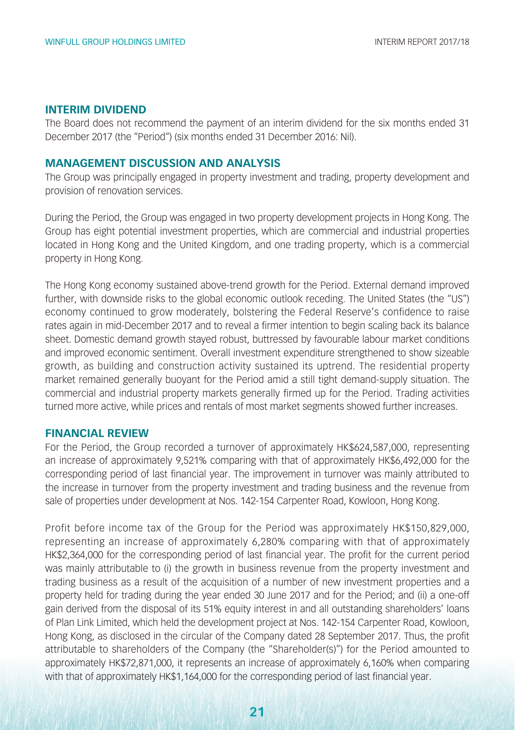## INTERIM DIVIDEND

The Board does not recommend the payment of an interim dividend for the six months ended 31 December 2017 (the "Period") (six months ended 31 December 2016: Nil).

## MANAGEMENT DISCUSSION AND ANALYSIS

The Group was principally engaged in property investment and trading, property development and provision of renovation services.

During the Period, the Group was engaged in two property development projects in Hong Kong. The Group has eight potential investment properties, which are commercial and industrial properties located in Hong Kong and the United Kingdom, and one trading property, which is a commercial property in Hong Kong.

The Hong Kong economy sustained above-trend growth for the Period. External demand improved further, with downside risks to the global economic outlook receding. The United States (the "US") economy continued to grow moderately, bolstering the Federal Reserve's confidence to raise rates again in mid-December 2017 and to reveal a firmer intention to begin scaling back its balance sheet. Domestic demand growth stayed robust, buttressed by favourable labour market conditions and improved economic sentiment. Overall investment expenditure strengthened to show sizeable growth, as building and construction activity sustained its uptrend. The residential property market remained generally buoyant for the Period amid a still tight demand-supply situation. The commercial and industrial property markets generally firmed up for the Period. Trading activities turned more active, while prices and rentals of most market segments showed further increases.

## FINANCIAL REVIEW

For the Period, the Group recorded a turnover of approximately HK$624,587,000, representing an increase of approximately 9,521% comparing with that of approximately HK$6,492,000 for the corresponding period of last financial year. The improvement in turnover was mainly attributed to the increase in turnover from the property investment and trading business and the revenue from sale of properties under development at Nos. 142-154 Carpenter Road, Kowloon, Hong Kong.

Profit before income tax of the Group for the Period was approximately HK$150,829,000, representing an increase of approximately 6,280% comparing with that of approximately HK$2,364,000 for the corresponding period of last financial year. The profit for the current period was mainly attributable to (i) the growth in business revenue from the property investment and trading business as a result of the acquisition of a number of new investment properties and a property held for trading during the year ended 30 June 2017 and for the Period; and (ii) a one-off gain derived from the disposal of its 51% equity interest in and all outstanding shareholders' loans of Plan Link Limited, which held the development project at Nos. 142-154 Carpenter Road, Kowloon, Hong Kong, as disclosed in the circular of the Company dated 28 September 2017. Thus, the profit attributable to shareholders of the Company (the "Shareholder(s)") for the Period amounted to approximately HK$72,871,000, it represents an increase of approximately 6,160% when comparing with that of approximately HK$1,164,000 for the corresponding period of last financial year.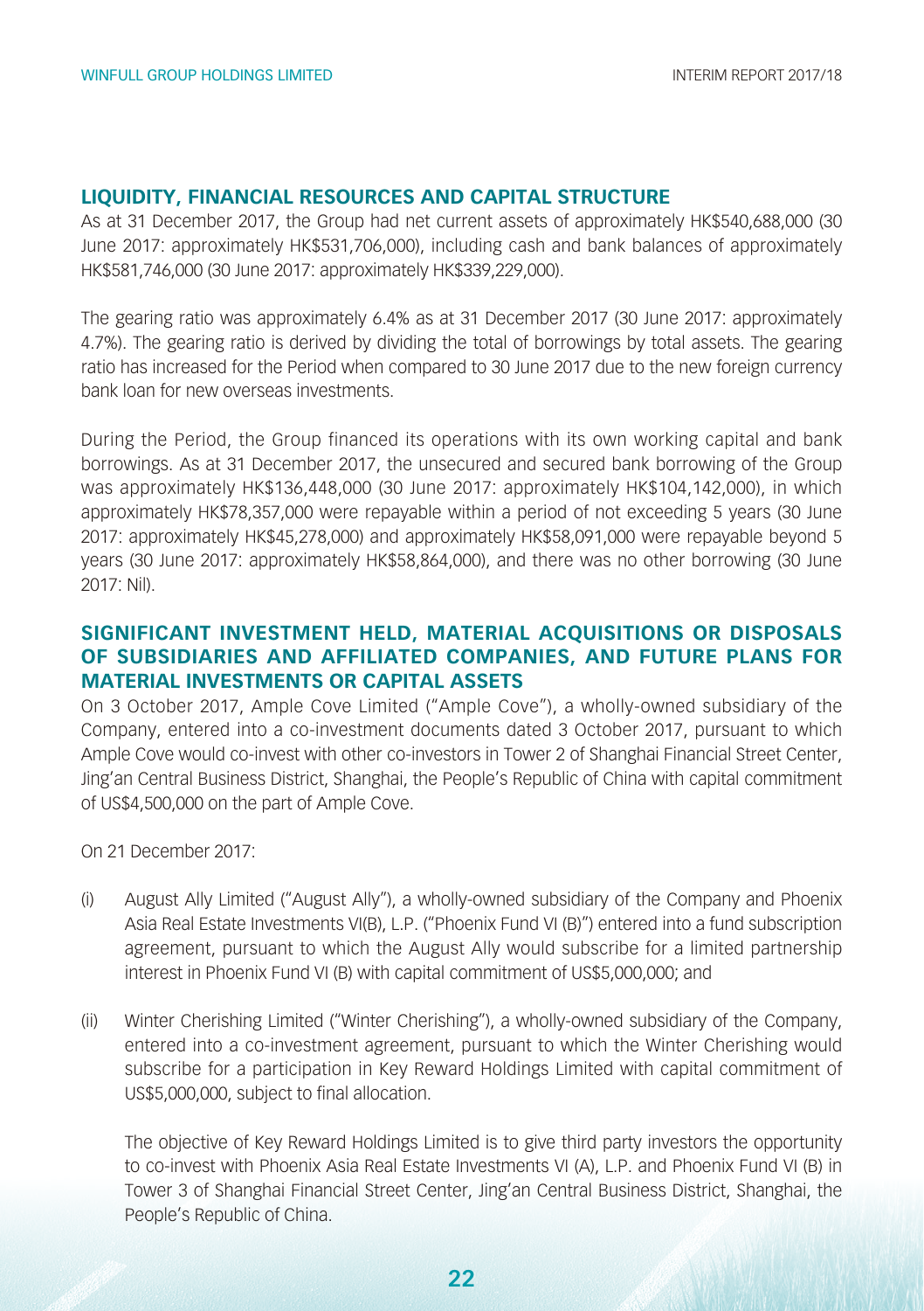## LIQUIDITY, FINANCIAL RESOURCES AND CAPITAL STRUCTURE

As at 31 December 2017, the Group had net current assets of approximately HK$540,688,000 (30 June 2017: approximately HK$531,706,000), including cash and bank balances of approximately HK$581,746,000 (30 June 2017: approximately HK$339,229,000).

The gearing ratio was approximately 6.4% as at 31 December 2017 (30 June 2017: approximately 4.7%). The gearing ratio is derived by dividing the total of borrowings by total assets. The gearing ratio has increased for the Period when compared to 30 June 2017 due to the new foreign currency bank loan for new overseas investments.

During the Period, the Group financed its operations with its own working capital and bank borrowings. As at 31 December 2017, the unsecured and secured bank borrowing of the Group was approximately HK$136,448,000 (30 June 2017: approximately HK$104,142,000), in which approximately HK$78,357,000 were repayable within a period of not exceeding 5 years (30 June 2017: approximately HK$45,278,000) and approximately HK$58,091,000 were repayable beyond 5 years (30 June 2017: approximately HK$58,864,000), and there was no other borrowing (30 June 2017: Nil).

## SIGNIFICANT INVESTMENT HELD, MATERIAL ACQUISITIONS OR DISPOSALS OF SUBSIDIARIES AND AFFILIATED COMPANIES, AND FUTURE PLANS FOR MATERIAL INVESTMENTS OR CAPITAL ASSETS

On 3 October 2017, Ample Cove Limited ("Ample Cove"), a wholly-owned subsidiary of the Company, entered into a co-investment documents dated 3 October 2017, pursuant to which Ample Cove would co-invest with other co-investors in Tower 2 of Shanghai Financial Street Center, Jing'an Central Business District, Shanghai, the People's Republic of China with capital commitment of US$4,500,000 on the part of Ample Cove.

On 21 December 2017:

(i) August Ally Limited ("August Ally"), a wholly-owned subsidiary of the Company and Phoenix Asia Real Estate Investments VI(B), L.P. ("Phoenix Fund VI (B)") entered into a fund subscription agreement, pursuant to which the August Ally would subscribe for a limited partnership interest in Phoenix Fund VI (B) with capital commitment of US$5,000,000; and

(ii) Winter Cherishing Limited ("Winter Cherishing"), a wholly-owned subsidiary of the Company, entered into a co-investment agreement, pursuant to which the Winter Cherishing would subscribe for a participation in Key Reward Holdings Limited with capital commitment of US$5,000,000, subject to final allocation.

The objective of Key Reward Holdings Limited is to give third party investors the opportunity to co-invest with Phoenix Asia Real Estate Investments VI (A), L.P. and Phoenix Fund VI (B) in Tower 3 of Shanghai Financial Street Center, Jing'an Central Business District, Shanghai, the People's Republic of China.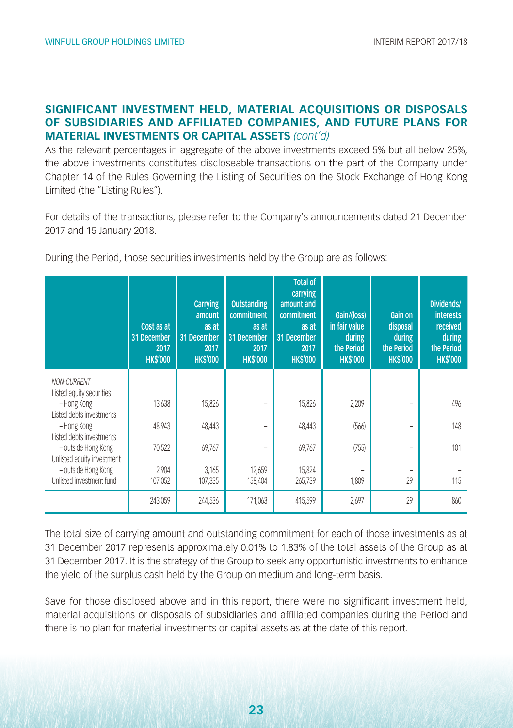## SIGNIFICANT INVESTMENT HELD, MATERIAL ACQUISITIONS OR DISPOSALS OF SUBSIDIARIES AND AFFILIATED COMPANIES, AND FUTURE PLANS FOR MATERIAL INVESTMENTS OR CAPITAL ASSETS *(cont'd)*

As the relevant percentages in aggregate of the above investments exceed 5% but all below 25%, the above investments constitutes discloseable transactions on the part of the Company under Chapter 14 of the Rules Governing the Listing of Securities on the Stock Exchange of Hong Kong Limited (the "Listing Rules").

For details of the transactions, please refer to the Company's announcements dated 21 December 2017 and 15 January 2018.

During the Period, those securities investments held by the Group are as follows:

| | Cost as at 31 December 2017 HK$'000 | Carrying amount as at 31 December 2017 HK$'000 | Outstanding commitment as at 31 December 2017 HK$'000 | Total of carrying amount and commitment as at 31 December 2017 HK$'000 | Gain/(loss) in fair value during the Period HK$'000 | Gain on disposal during the Period HK$'000 | Dividends/ interests received during the Period HK$'000 |
|---|---|---|---|---|---|---|---|
| *NON-CURRENT* | | | | | | | |
| Listed equity securities – Hong Kong | 13,638 | 15,826 | – | 15,826 | 2,209 | – | 496 |
| Listed debts investments – Hong Kong | 48,943 | 48,443 | – | 48,443 | (566) | – | 148 |
| Listed debts investments – outside Hong Kong | 70,522 | 69,767 | – | 69,767 | (755) | – | 101 |
| Unlisted equity investment – outside Hong Kong | 2,904 | 3,165 | 12,659 | 15,824 | – | – | – |
| Unlisted investment fund | 107,052 | 107,335 | 158,404 | 265,739 | 1,809 | 29 | 115 |
| | 243,059 | 244,536 | 171,063 | 415,599 | 2,697 | 29 | 860 |

The total size of carrying amount and outstanding commitment for each of those investments as at 31 December 2017 represents approximately 0.01% to 1.83% of the total assets of the Group as at 31 December 2017. It is the strategy of the Group to seek any opportunistic investments to enhance the yield of the surplus cash held by the Group on medium and long-term basis.

Save for those disclosed above and in this report, there were no significant investment held, material acquisitions or disposals of subsidiaries and affiliated companies during the Period and there is no plan for material investments or capital assets as at the date of this report.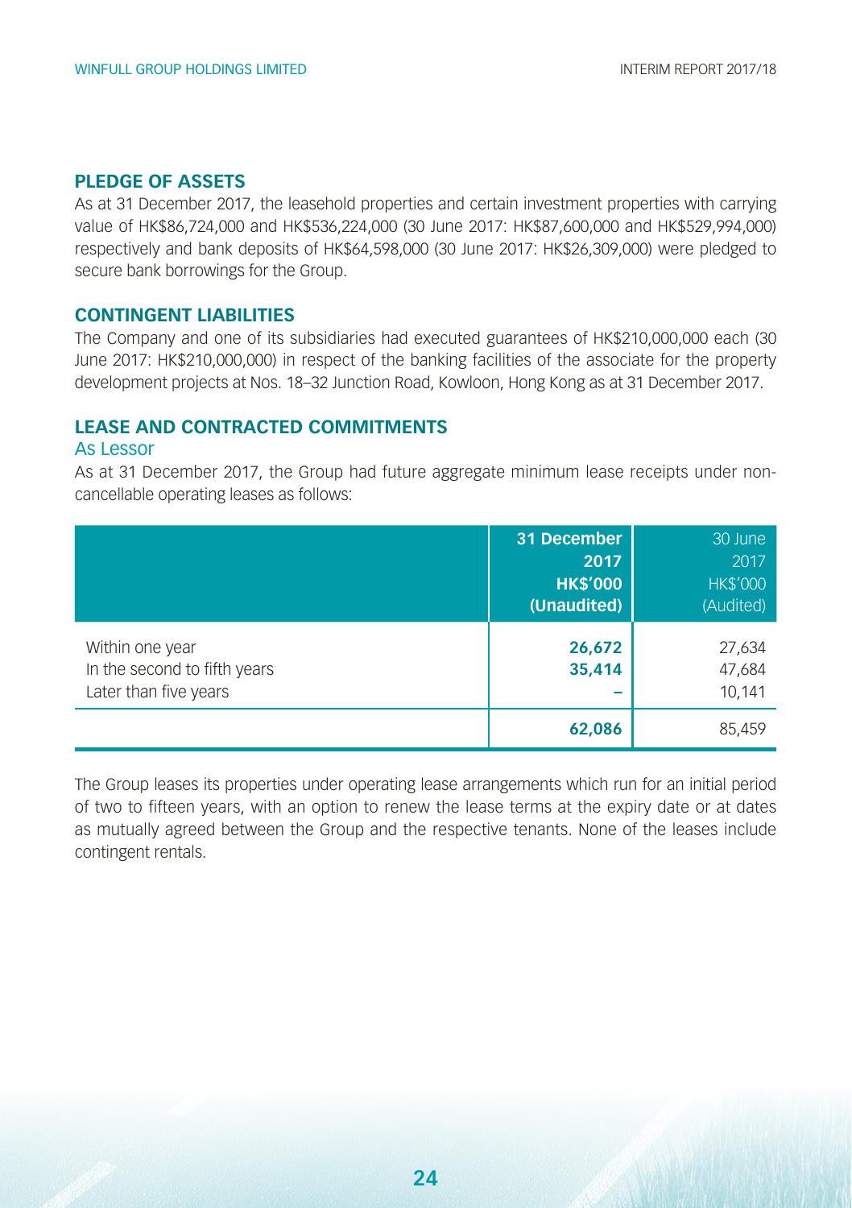## PLEDGE OF ASSETS

As at 31 December 2017, the leasehold properties and certain investment properties with carrying value of HK$86,724,000 and HK$536,224,000 (30 June 2017: HK$87,600,000 and HK$529,994,000) respectively and bank deposits of HK$64,598,000 (30 June 2017: HK$26,309,000) were pledged to secure bank borrowings for the Group.

## CONTINGENT LIABILITIES

The Company and one of its subsidiaries had executed guarantees of HK$210,000,000 each (30 June 2017: HK$210,000,000) in respect of the banking facilities of the associate for the property development projects at Nos. 18–32 Junction Road, Kowloon, Hong Kong as at 31 December 2017.

## LEASE AND CONTRACTED COMMITMENTS

### As Lessor

As at 31 December 2017, the Group had future aggregate minimum lease receipts under non-cancellable operating leases as follows:

| | **31 December 2017 HK$'000 (Unaudited)** | 30 June 2017 HK$'000 (Audited) |
|---|---|---|
| Within one year | **26,672** | 27,634 |
| In the second to fifth years | **35,414** | 47,684 |
| Later than five years | **–** | 10,141 |
| | **62,086** | 85,459 |

The Group leases its properties under operating lease arrangements which run for an initial period of two to fifteen years, with an option to renew the lease terms at the expiry date or at dates as mutually agreed between the Group and the respective tenants. None of the leases include contingent rentals.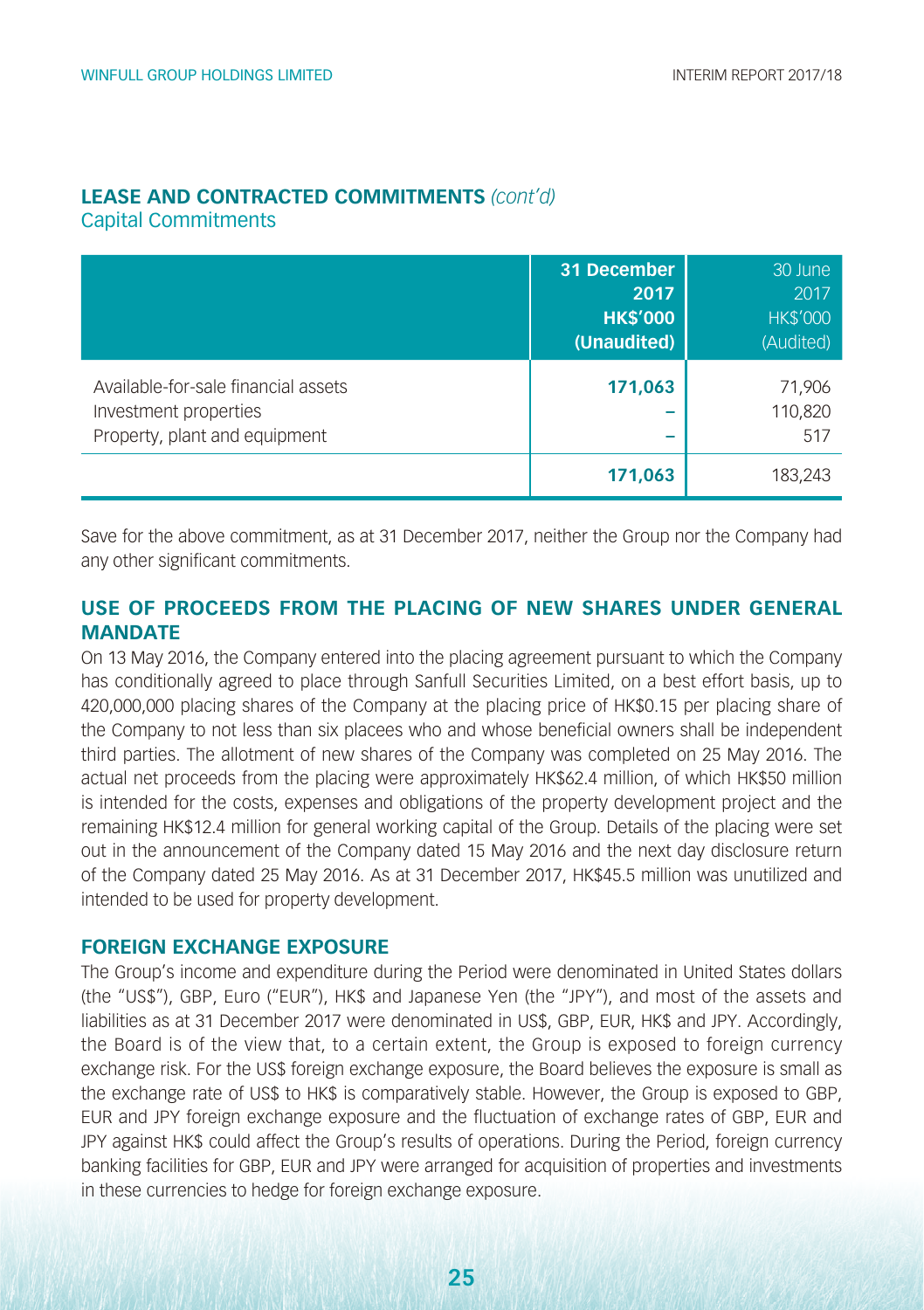## LEASE AND CONTRACTED COMMITMENTS *(cont'd)*

### Capital Commitments

| | **31 December 2017 HK$'000 (Unaudited)** | 30 June 2017 HK$'000 (Audited) |
|---|---|---|
| Available-for-sale financial assets | **171,063** | 71,906 |
| Investment properties | **–** | 110,820 |
| Property, plant and equipment | **–** | 517 |
| | **171,063** | 183,243 |

Save for the above commitment, as at 31 December 2017, neither the Group nor the Company had any other significant commitments.

## USE OF PROCEEDS FROM THE PLACING OF NEW SHARES UNDER GENERAL MANDATE

On 13 May 2016, the Company entered into the placing agreement pursuant to which the Company has conditionally agreed to place through Sanfull Securities Limited, on a best effort basis, up to 420,000,000 placing shares of the Company at the placing price of HK$0.15 per placing share of the Company to not less than six placees who and whose beneficial owners shall be independent third parties. The allotment of new shares of the Company was completed on 25 May 2016. The actual net proceeds from the placing were approximately HK$62.4 million, of which HK$50 million is intended for the costs, expenses and obligations of the property development project and the remaining HK$12.4 million for general working capital of the Group. Details of the placing were set out in the announcement of the Company dated 15 May 2016 and the next day disclosure return of the Company dated 25 May 2016. As at 31 December 2017, HK$45.5 million was unutilized and intended to be used for property development.

## FOREIGN EXCHANGE EXPOSURE

The Group's income and expenditure during the Period were denominated in United States dollars (the "US$"), GBP, Euro ("EUR"), HK$ and Japanese Yen (the "JPY"), and most of the assets and liabilities as at 31 December 2017 were denominated in US$, GBP, EUR, HK$ and JPY. Accordingly, the Board is of the view that, to a certain extent, the Group is exposed to foreign currency exchange risk. For the US$ foreign exchange exposure, the Board believes the exposure is small as the exchange rate of US$ to HK$ is comparatively stable. However, the Group is exposed to GBP, EUR and JPY foreign exchange exposure and the fluctuation of exchange rates of GBP, EUR and JPY against HK$ could affect the Group's results of operations. During the Period, foreign currency banking facilities for GBP, EUR and JPY were arranged for acquisition of properties and investments in these currencies to hedge for foreign exchange exposure.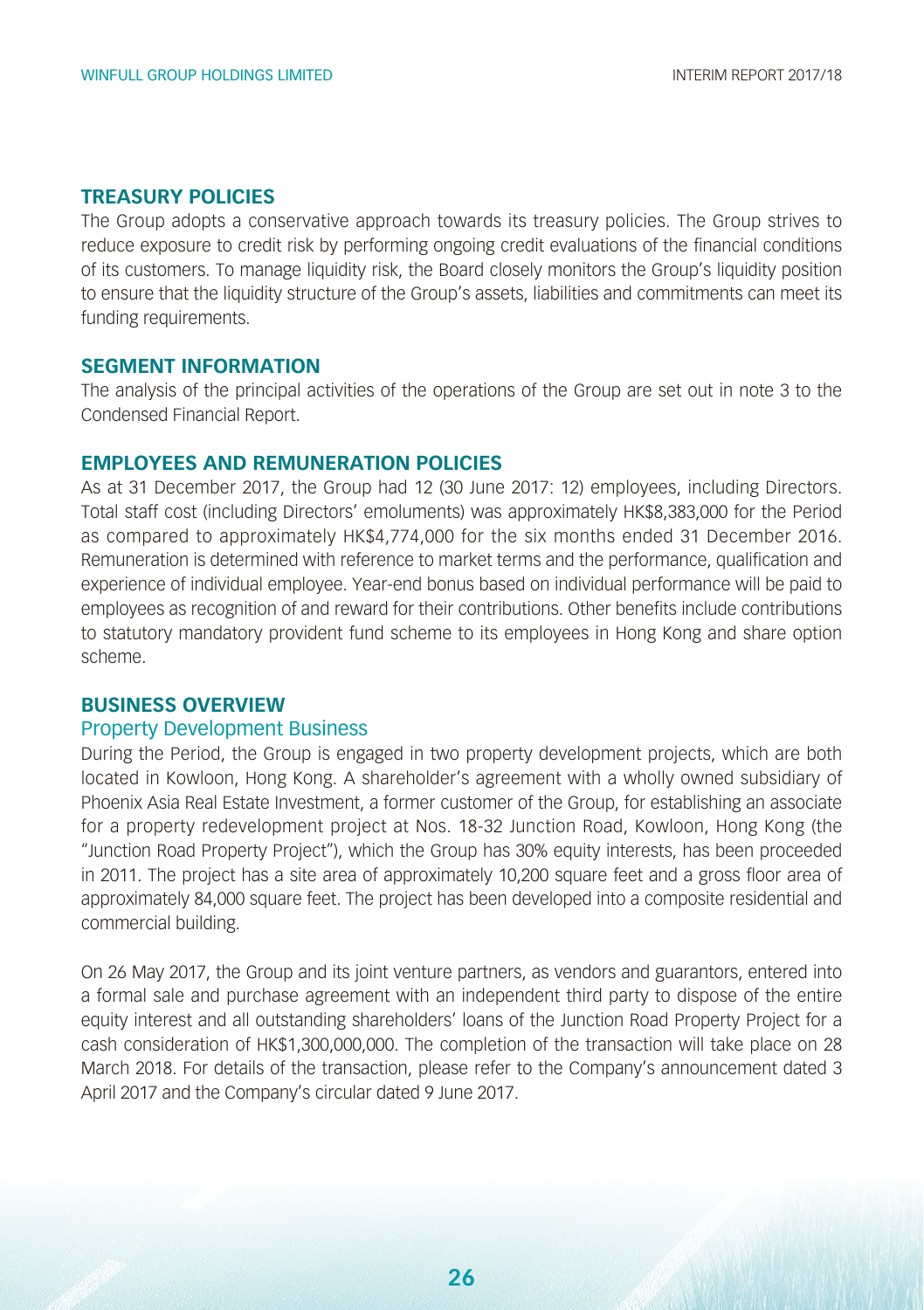## TREASURY POLICIES

The Group adopts a conservative approach towards its treasury policies. The Group strives to reduce exposure to credit risk by performing ongoing credit evaluations of the financial conditions of its customers. To manage liquidity risk, the Board closely monitors the Group's liquidity position to ensure that the liquidity structure of the Group's assets, liabilities and commitments can meet its funding requirements.

## SEGMENT INFORMATION

The analysis of the principal activities of the operations of the Group are set out in note 3 to the Condensed Financial Report.

## EMPLOYEES AND REMUNERATION POLICIES

As at 31 December 2017, the Group had 12 (30 June 2017: 12) employees, including Directors. Total staff cost (including Directors' emoluments) was approximately HK$8,383,000 for the Period as compared to approximately HK$4,774,000 for the six months ended 31 December 2016. Remuneration is determined with reference to market terms and the performance, qualification and experience of individual employee. Year-end bonus based on individual performance will be paid to employees as recognition of and reward for their contributions. Other benefits include contributions to statutory mandatory provident fund scheme to its employees in Hong Kong and share option scheme.

## BUSINESS OVERVIEW

### Property Development Business

During the Period, the Group is engaged in two property development projects, which are both located in Kowloon, Hong Kong. A shareholder's agreement with a wholly owned subsidiary of Phoenix Asia Real Estate Investment, a former customer of the Group, for establishing an associate for a property redevelopment project at Nos. 18-32 Junction Road, Kowloon, Hong Kong (the "Junction Road Property Project"), which the Group has 30% equity interests, has been proceeded in 2011. The project has a site area of approximately 10,200 square feet and a gross floor area of approximately 84,000 square feet. The project has been developed into a composite residential and commercial building.

On 26 May 2017, the Group and its joint venture partners, as vendors and guarantors, entered into a formal sale and purchase agreement with an independent third party to dispose of the entire equity interest and all outstanding shareholders' loans of the Junction Road Property Project for a cash consideration of HK$1,300,000,000. The completion of the transaction will take place on 28 March 2018. For details of the transaction, please refer to the Company's announcement dated 3 April 2017 and the Company's circular dated 9 June 2017.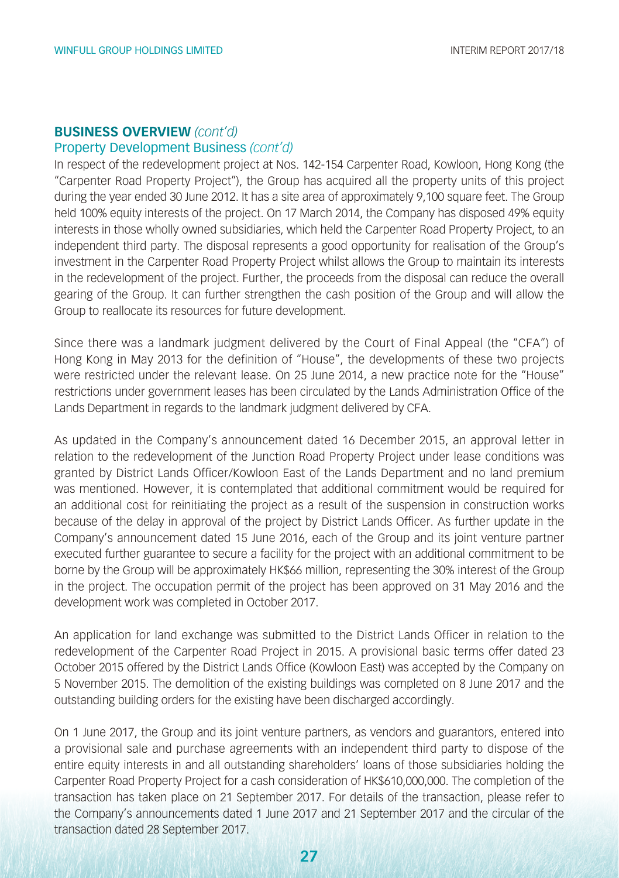## BUSINESS OVERVIEW *(cont'd)*

### Property Development Business *(cont'd)*

In respect of the redevelopment project at Nos. 142-154 Carpenter Road, Kowloon, Hong Kong (the "Carpenter Road Property Project"), the Group has acquired all the property units of this project during the year ended 30 June 2012. It has a site area of approximately 9,100 square feet. The Group held 100% equity interests of the project. On 17 March 2014, the Company has disposed 49% equity interests in those wholly owned subsidiaries, which held the Carpenter Road Property Project, to an independent third party. The disposal represents a good opportunity for realisation of the Group's investment in the Carpenter Road Property Project whilst allows the Group to maintain its interests in the redevelopment of the project. Further, the proceeds from the disposal can reduce the overall gearing of the Group. It can further strengthen the cash position of the Group and will allow the Group to reallocate its resources for future development.

Since there was a landmark judgment delivered by the Court of Final Appeal (the "CFA") of Hong Kong in May 2013 for the definition of "House", the developments of these two projects were restricted under the relevant lease. On 25 June 2014, a new practice note for the "House" restrictions under government leases has been circulated by the Lands Administration Office of the Lands Department in regards to the landmark judgment delivered by CFA.

As updated in the Company's announcement dated 16 December 2015, an approval letter in relation to the redevelopment of the Junction Road Property Project under lease conditions was granted by District Lands Officer/Kowloon East of the Lands Department and no land premium was mentioned. However, it is contemplated that additional commitment would be required for an additional cost for reinitiating the project as a result of the suspension in construction works because of the delay in approval of the project by District Lands Officer. As further update in the Company's announcement dated 15 June 2016, each of the Group and its joint venture partner executed further guarantee to secure a facility for the project with an additional commitment to be borne by the Group will be approximately HK$66 million, representing the 30% interest of the Group in the project. The occupation permit of the project has been approved on 31 May 2016 and the development work was completed in October 2017.

An application for land exchange was submitted to the District Lands Officer in relation to the redevelopment of the Carpenter Road Project in 2015. A provisional basic terms offer dated 23 October 2015 offered by the District Lands Office (Kowloon East) was accepted by the Company on 5 November 2015. The demolition of the existing buildings was completed on 8 June 2017 and the outstanding building orders for the existing have been discharged accordingly.

On 1 June 2017, the Group and its joint venture partners, as vendors and guarantors, entered into a provisional sale and purchase agreements with an independent third party to dispose of the entire equity interests in and all outstanding shareholders' loans of those subsidiaries holding the Carpenter Road Property Project for a cash consideration of HK$610,000,000. The completion of the transaction has taken place on 21 September 2017. For details of the transaction, please refer to the Company's announcements dated 1 June 2017 and 21 September 2017 and the circular of the transaction dated 28 September 2017.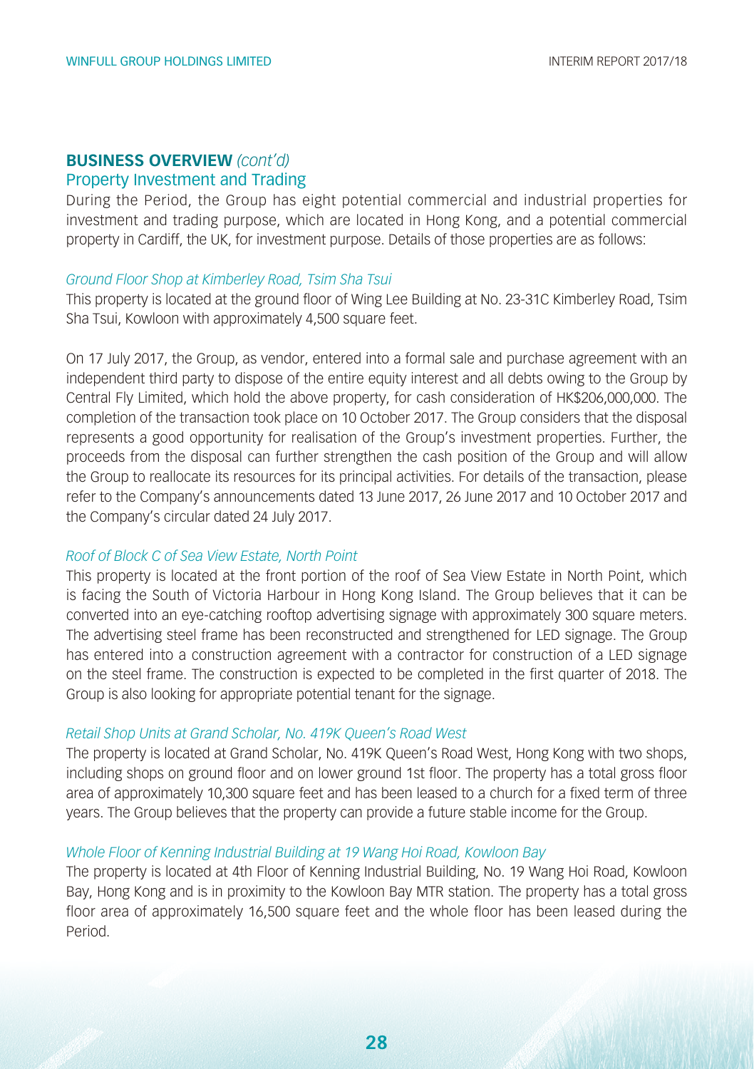## BUSINESS OVERVIEW *(cont'd)*

### Property Investment and Trading

During the Period, the Group has eight potential commercial and industrial properties for investment and trading purpose, which are located in Hong Kong, and a potential commercial property in Cardiff, the UK, for investment purpose. Details of those properties are as follows:

*Ground Floor Shop at Kimberley Road, Tsim Sha Tsui*

This property is located at the ground floor of Wing Lee Building at No. 23-31C Kimberley Road, Tsim Sha Tsui, Kowloon with approximately 4,500 square feet.

On 17 July 2017, the Group, as vendor, entered into a formal sale and purchase agreement with an independent third party to dispose of the entire equity interest and all debts owing to the Group by Central Fly Limited, which hold the above property, for cash consideration of HK$206,000,000. The completion of the transaction took place on 10 October 2017. The Group considers that the disposal represents a good opportunity for realisation of the Group's investment properties. Further, the proceeds from the disposal can further strengthen the cash position of the Group and will allow the Group to reallocate its resources for its principal activities. For details of the transaction, please refer to the Company's announcements dated 13 June 2017, 26 June 2017 and 10 October 2017 and the Company's circular dated 24 July 2017.

*Roof of Block C of Sea View Estate, North Point*

This property is located at the front portion of the roof of Sea View Estate in North Point, which is facing the South of Victoria Harbour in Hong Kong Island. The Group believes that it can be converted into an eye-catching rooftop advertising signage with approximately 300 square meters. The advertising steel frame has been reconstructed and strengthened for LED signage. The Group has entered into a construction agreement with a contractor for construction of a LED signage on the steel frame. The construction is expected to be completed in the first quarter of 2018. The Group is also looking for appropriate potential tenant for the signage.

*Retail Shop Units at Grand Scholar, No. 419K Queen's Road West*

The property is located at Grand Scholar, No. 419K Queen's Road West, Hong Kong with two shops, including shops on ground floor and on lower ground 1st floor. The property has a total gross floor area of approximately 10,300 square feet and has been leased to a church for a fixed term of three years. The Group believes that the property can provide a future stable income for the Group.

*Whole Floor of Kenning Industrial Building at 19 Wang Hoi Road, Kowloon Bay*

The property is located at 4th Floor of Kenning Industrial Building, No. 19 Wang Hoi Road, Kowloon Bay, Hong Kong and is in proximity to the Kowloon Bay MTR station. The property has a total gross floor area of approximately 16,500 square feet and the whole floor has been leased during the Period.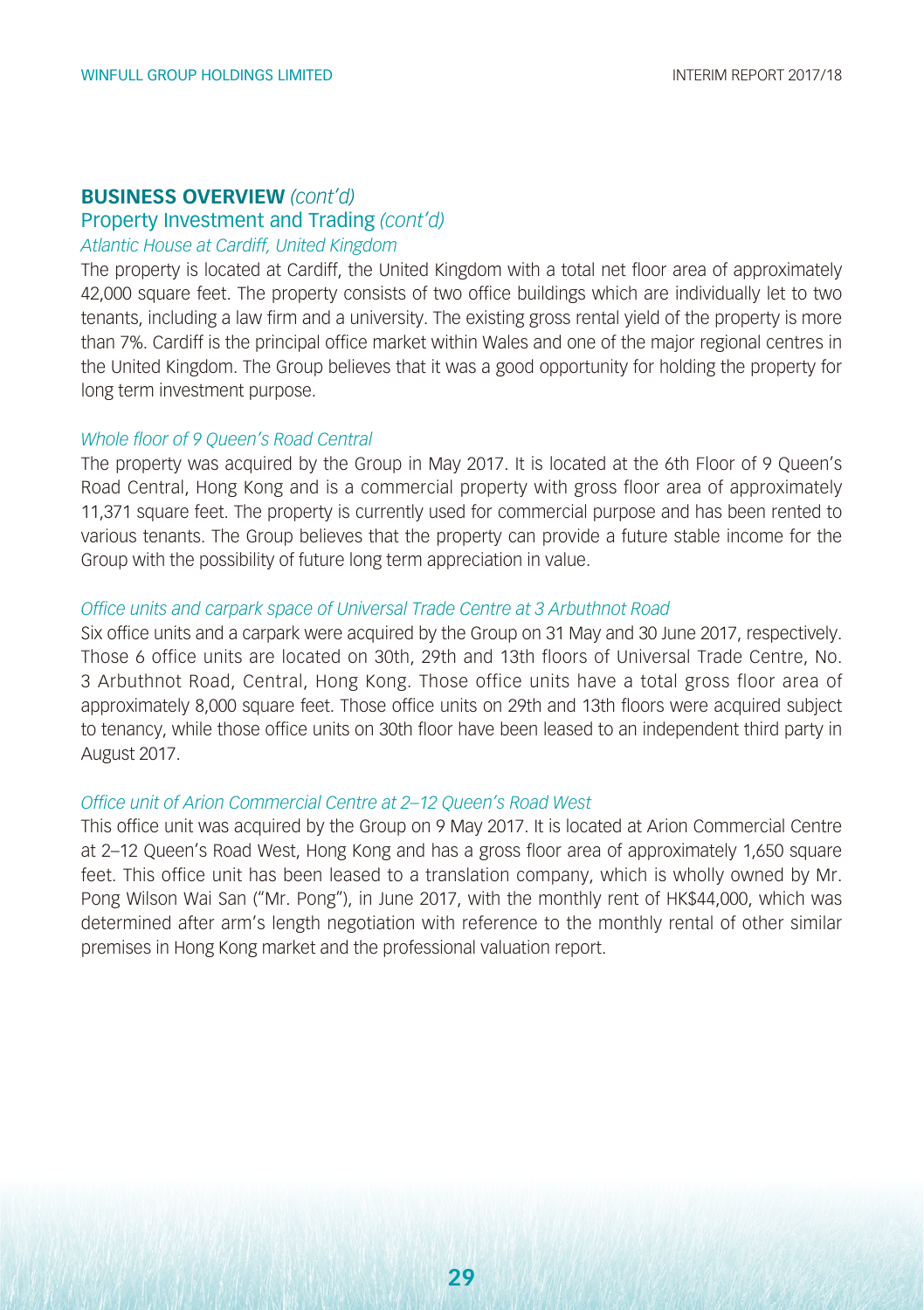## BUSINESS OVERVIEW *(cont'd)*

### Property Investment and Trading *(cont'd)*

*Atlantic House at Cardiff, United Kingdom*

The property is located at Cardiff, the United Kingdom with a total net floor area of approximately 42,000 square feet. The property consists of two office buildings which are individually let to two tenants, including a law firm and a university. The existing gross rental yield of the property is more than 7%. Cardiff is the principal office market within Wales and one of the major regional centres in the United Kingdom. The Group believes that it was a good opportunity for holding the property for long term investment purpose.

*Whole floor of 9 Queen's Road Central*

The property was acquired by the Group in May 2017. It is located at the 6th Floor of 9 Queen's Road Central, Hong Kong and is a commercial property with gross floor area of approximately 11,371 square feet. The property is currently used for commercial purpose and has been rented to various tenants. The Group believes that the property can provide a future stable income for the Group with the possibility of future long term appreciation in value.

*Office units and carpark space of Universal Trade Centre at 3 Arbuthnot Road*

Six office units and a carpark were acquired by the Group on 31 May and 30 June 2017, respectively. Those 6 office units are located on 30th, 29th and 13th floors of Universal Trade Centre, No. 3 Arbuthnot Road, Central, Hong Kong. Those office units have a total gross floor area of approximately 8,000 square feet. Those office units on 29th and 13th floors were acquired subject to tenancy, while those office units on 30th floor have been leased to an independent third party in August 2017.

*Office unit of Arion Commercial Centre at 2–12 Queen's Road West*

This office unit was acquired by the Group on 9 May 2017. It is located at Arion Commercial Centre at 2–12 Queen's Road West, Hong Kong and has a gross floor area of approximately 1,650 square feet. This office unit has been leased to a translation company, which is wholly owned by Mr. Pong Wilson Wai San ("Mr. Pong"), in June 2017, with the monthly rent of HK$44,000, which was determined after arm's length negotiation with reference to the monthly rental of other similar premises in Hong Kong market and the professional valuation report.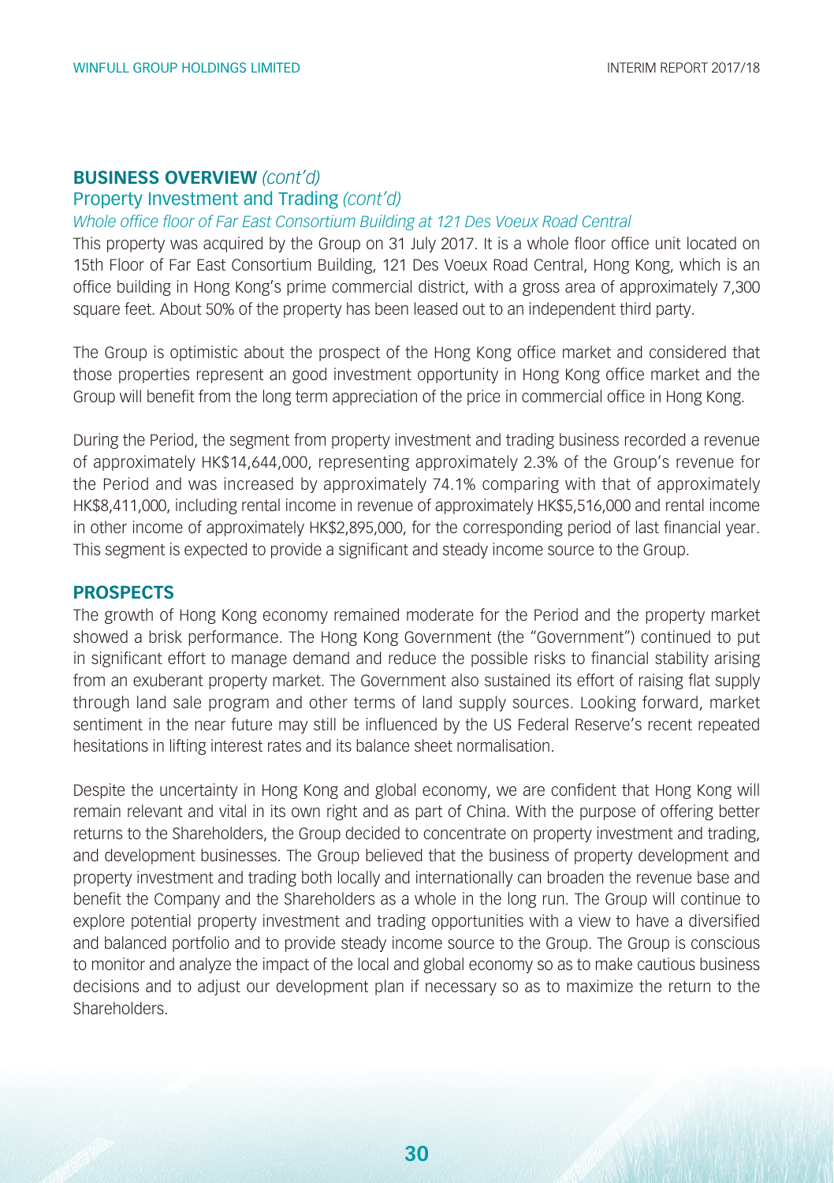## **BUSINESS OVERVIEW** *(cont'd)*

### Property Investment and Trading *(cont'd)*

*Whole office floor of Far East Consortium Building at 121 Des Voeux Road Central*

This property was acquired by the Group on 31 July 2017. It is a whole floor office unit located on 15th Floor of Far East Consortium Building, 121 Des Voeux Road Central, Hong Kong, which is an office building in Hong Kong's prime commercial district, with a gross area of approximately 7,300 square feet. About 50% of the property has been leased out to an independent third party.

The Group is optimistic about the prospect of the Hong Kong office market and considered that those properties represent an good investment opportunity in Hong Kong office market and the Group will benefit from the long term appreciation of the price in commercial office in Hong Kong.

During the Period, the segment from property investment and trading business recorded a revenue of approximately HK$14,644,000, representing approximately 2.3% of the Group's revenue for the Period and was increased by approximately 74.1% comparing with that of approximately HK$8,411,000, including rental income in revenue of approximately HK$5,516,000 and rental income in other income of approximately HK$2,895,000, for the corresponding period of last financial year. This segment is expected to provide a significant and steady income source to the Group.

## **PROSPECTS**

The growth of Hong Kong economy remained moderate for the Period and the property market showed a brisk performance. The Hong Kong Government (the "Government") continued to put in significant effort to manage demand and reduce the possible risks to financial stability arising from an exuberant property market. The Government also sustained its effort of raising flat supply through land sale program and other terms of land supply sources. Looking forward, market sentiment in the near future may still be influenced by the US Federal Reserve's recent repeated hesitations in lifting interest rates and its balance sheet normalisation.

Despite the uncertainty in Hong Kong and global economy, we are confident that Hong Kong will remain relevant and vital in its own right and as part of China. With the purpose of offering better returns to the Shareholders, the Group decided to concentrate on property investment and trading, and development businesses. The Group believed that the business of property development and property investment and trading both locally and internationally can broaden the revenue base and benefit the Company and the Shareholders as a whole in the long run. The Group will continue to explore potential property investment and trading opportunities with a view to have a diversified and balanced portfolio and to provide steady income source to the Group. The Group is conscious to monitor and analyze the impact of the local and global economy so as to make cautious business decisions and to adjust our development plan if necessary so as to maximize the return to the Shareholders.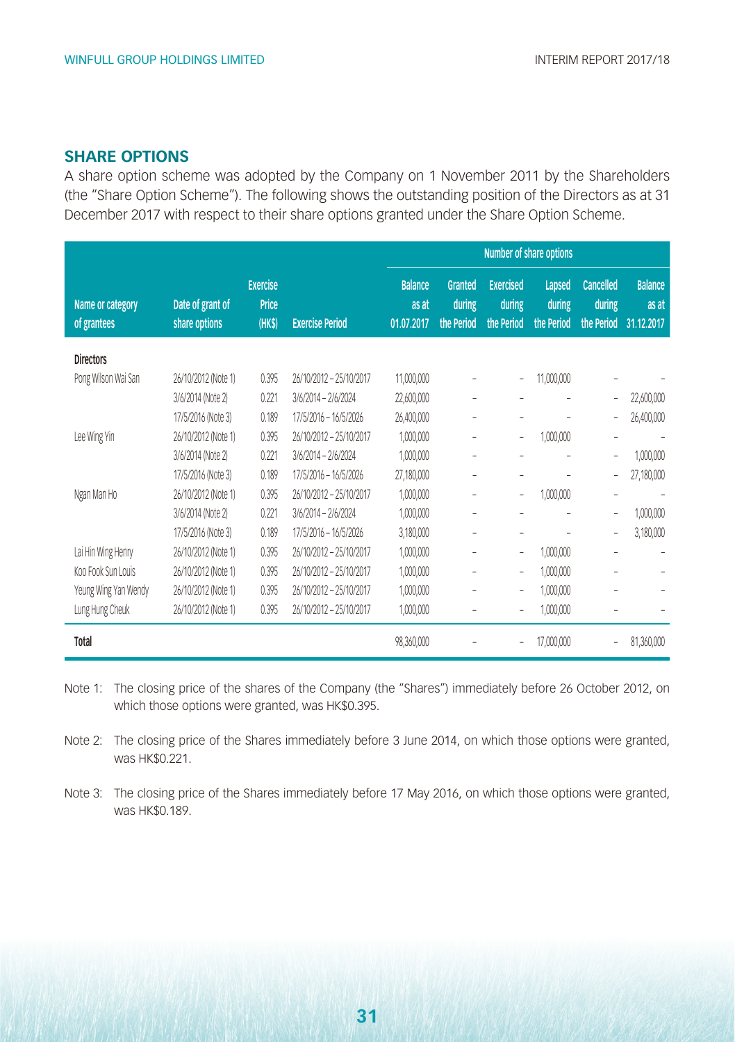## SHARE OPTIONS

A share option scheme was adopted by the Company on 1 November 2011 by the Shareholders (the "Share Option Scheme"). The following shows the outstanding position of the Directors as at 31 December 2017 with respect to their share options granted under the Share Option Scheme.

| Name or category of grantees | Date of grant of share options | Exercise Price (HK$) | Exercise Period | Number of share options | | | | | |
|---|---|---|---|---|---|---|---|---|---|
| | | | | Balance as at 01.07.2017 | Granted during the Period | Exercised during the Period | Lapsed during the Period | Cancelled during the Period | Balance as at 31.12.2017 |
| **Directors** | | | | | | | | | |
| Pong Wilson Wai San | 26/10/2012 (Note 1) | 0.395 | 26/10/2012 – 25/10/2017 | 11,000,000 | – | – | 11,000,000 | – | – |
| | 3/6/2014 (Note 2) | 0.221 | 3/6/2014 – 2/6/2024 | 22,600,000 | – | – | – | – | 22,600,000 |
| | 17/5/2016 (Note 3) | 0.189 | 17/5/2016 – 16/5/2026 | 26,400,000 | – | – | – | – | 26,400,000 |
| Lee Wing Yin | 26/10/2012 (Note 1) | 0.395 | 26/10/2012 – 25/10/2017 | 1,000,000 | – | – | 1,000,000 | – | – |
| | 3/6/2014 (Note 2) | 0.221 | 3/6/2014 – 2/6/2024 | 1,000,000 | – | – | – | – | 1,000,000 |
| | 17/5/2016 (Note 3) | 0.189 | 17/5/2016 – 16/5/2026 | 27,180,000 | – | – | – | – | 27,180,000 |
| Ngan Man Ho | 26/10/2012 (Note 1) | 0.395 | 26/10/2012 – 25/10/2017 | 1,000,000 | – | – | 1,000,000 | – | – |
| | 3/6/2014 (Note 2) | 0.221 | 3/6/2014 – 2/6/2024 | 1,000,000 | – | – | – | – | 1,000,000 |
| | 17/5/2016 (Note 3) | 0.189 | 17/5/2016 – 16/5/2026 | 3,180,000 | – | – | – | – | 3,180,000 |
| Lai Hin Wing Henry | 26/10/2012 (Note 1) | 0.395 | 26/10/2012 – 25/10/2017 | 1,000,000 | – | – | 1,000,000 | – | – |
| Koo Fook Sun Louis | 26/10/2012 (Note 1) | 0.395 | 26/10/2012 – 25/10/2017 | 1,000,000 | – | – | 1,000,000 | – | – |
| Yeung Wing Yan Wendy | 26/10/2012 (Note 1) | 0.395 | 26/10/2012 – 25/10/2017 | 1,000,000 | – | – | 1,000,000 | – | – |
| Lung Hung Cheuk | 26/10/2012 (Note 1) | 0.395 | 26/10/2012 – 25/10/2017 | 1,000,000 | – | – | 1,000,000 | – | – |
| **Total** | | | | 98,360,000 | – | – | 17,000,000 | – | 81,360,000 |

Note 1: The closing price of the shares of the Company (the "Shares") immediately before 26 October 2012, on which those options were granted, was HK$0.395.

Note 2: The closing price of the Shares immediately before 3 June 2014, on which those options were granted, was HK$0.221.

Note 3: The closing price of the Shares immediately before 17 May 2016, on which those options were granted, was HK$0.189.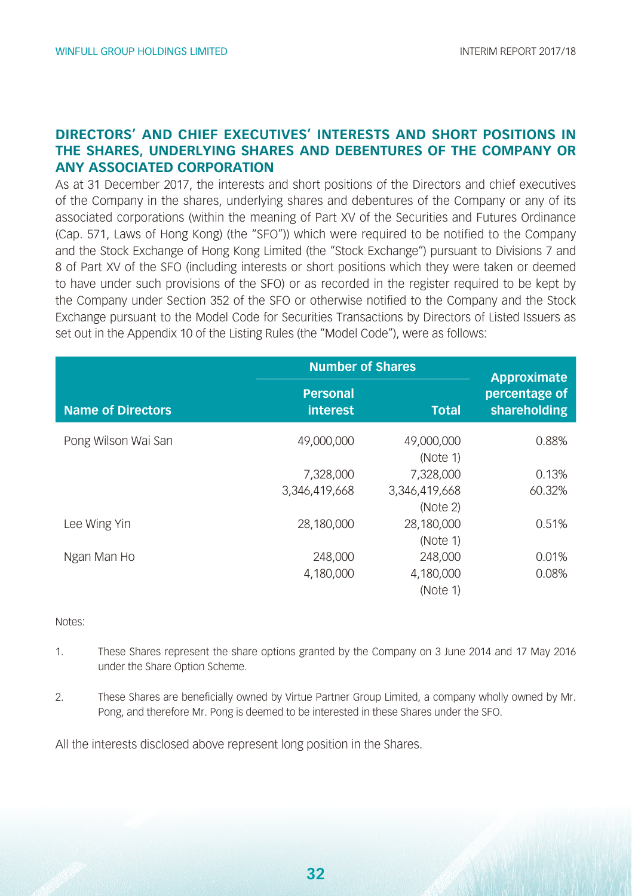## DIRECTORS' AND CHIEF EXECUTIVES' INTERESTS AND SHORT POSITIONS IN THE SHARES, UNDERLYING SHARES AND DEBENTURES OF THE COMPANY OR ANY ASSOCIATED CORPORATION

As at 31 December 2017, the interests and short positions of the Directors and chief executives of the Company in the shares, underlying shares and debentures of the Company or any of its associated corporations (within the meaning of Part XV of the Securities and Futures Ordinance (Cap. 571, Laws of Hong Kong) (the "SFO")) which were required to be notified to the Company and the Stock Exchange of Hong Kong Limited (the "Stock Exchange") pursuant to Divisions 7 and 8 of Part XV of the SFO (including interests or short positions which they were taken or deemed to have under such provisions of the SFO) or as recorded in the register required to be kept by the Company under Section 352 of the SFO or otherwise notified to the Company and the Stock Exchange pursuant to the Model Code for Securities Transactions by Directors of Listed Issuers as set out in the Appendix 10 of the Listing Rules (the "Model Code"), were as follows:

| Name of Directors | Number of Shares | | Approximate percentage of shareholding |
|---|---|---|---|
| | Personal interest | Total | |
| Pong Wilson Wai San | 49,000,000 | 49,000,000 (Note 1) | 0.88% |
| | 7,328,000 | 7,328,000 | 0.13% |
| | 3,346,419,668 | 3,346,419,668 (Note 2) | 60.32% |
| Lee Wing Yin | 28,180,000 | 28,180,000 (Note 1) | 0.51% |
| Ngan Man Ho | 248,000 | 248,000 | 0.01% |
| | 4,180,000 | 4,180,000 (Note 1) | 0.08% |

Notes:

1. These Shares represent the share options granted by the Company on 3 June 2014 and 17 May 2016 under the Share Option Scheme.

2. These Shares are beneficially owned by Virtue Partner Group Limited, a company wholly owned by Mr. Pong, and therefore Mr. Pong is deemed to be interested in these Shares under the SFO.

All the interests disclosed above represent long position in the Shares.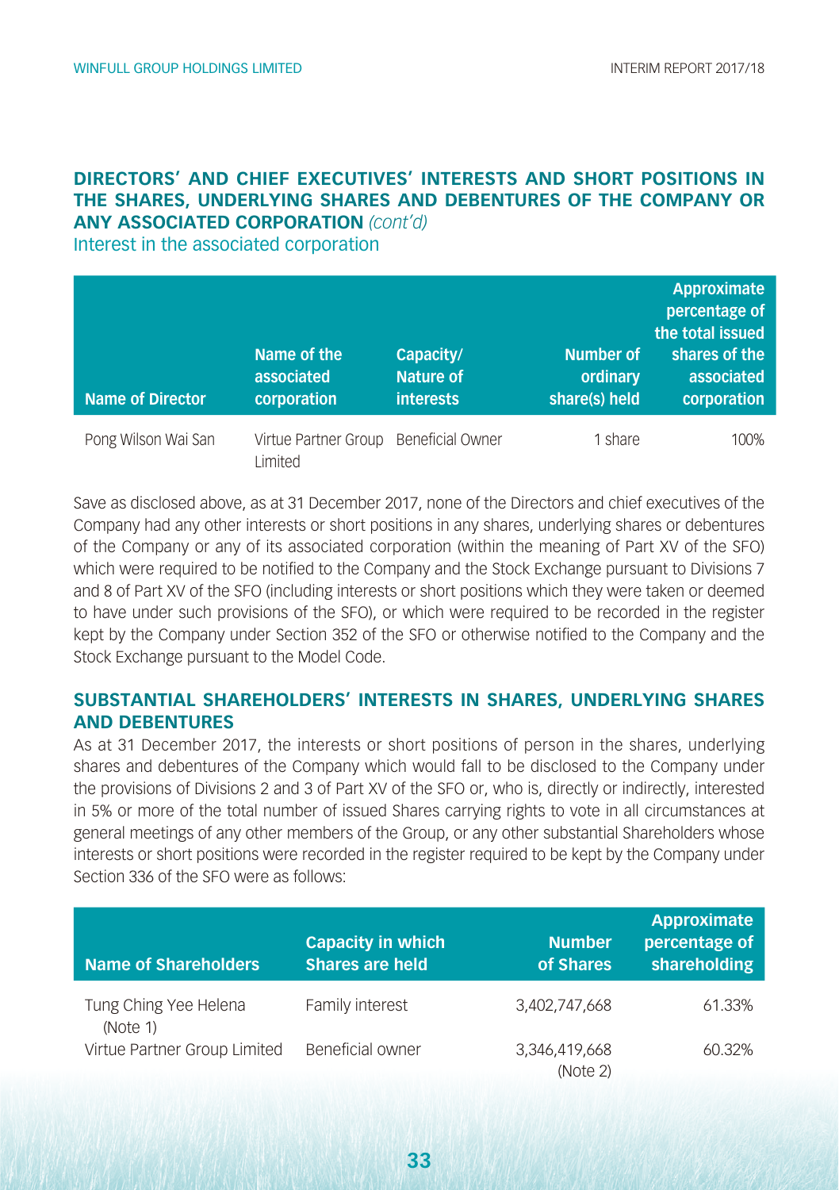## DIRECTORS' AND CHIEF EXECUTIVES' INTERESTS AND SHORT POSITIONS IN THE SHARES, UNDERLYING SHARES AND DEBENTURES OF THE COMPANY OR ANY ASSOCIATED CORPORATION *(cont'd)*

### Interest in the associated corporation

| Name of Director | Name of the associated corporation | Capacity/ Nature of interests | Number of ordinary share(s) held | Approximate percentage of the total issued shares of the associated corporation |
|---|---|---|---|---|
| Pong Wilson Wai San | Virtue Partner Group Limited | Beneficial Owner | 1 share | 100% |

Save as disclosed above, as at 31 December 2017, none of the Directors and chief executives of the Company had any other interests or short positions in any shares, underlying shares or debentures of the Company or any of its associated corporation (within the meaning of Part XV of the SFO) which were required to be notified to the Company and the Stock Exchange pursuant to Divisions 7 and 8 of Part XV of the SFO (including interests or short positions which they were taken or deemed to have under such provisions of the SFO), or which were required to be recorded in the register kept by the Company under Section 352 of the SFO or otherwise notified to the Company and the Stock Exchange pursuant to the Model Code.

## SUBSTANTIAL SHAREHOLDERS' INTERESTS IN SHARES, UNDERLYING SHARES AND DEBENTURES

As at 31 December 2017, the interests or short positions of person in the shares, underlying shares and debentures of the Company which would fall to be disclosed to the Company under the provisions of Divisions 2 and 3 of Part XV of the SFO or, who is, directly or indirectly, interested in 5% or more of the total number of issued Shares carrying rights to vote in all circumstances at general meetings of any other members of the Group, or any other substantial Shareholders whose interests or short positions were recorded in the register required to be kept by the Company under Section 336 of the SFO were as follows:

| Name of Shareholders | Capacity in which Shares are held | Number of Shares | Approximate percentage of shareholding |
|---|---|---|---|
| Tung Ching Yee Helena (Note 1) | Family interest | 3,402,747,668 | 61.33% |
| Virtue Partner Group Limited | Beneficial owner | 3,346,419,668 (Note 2) | 60.32% |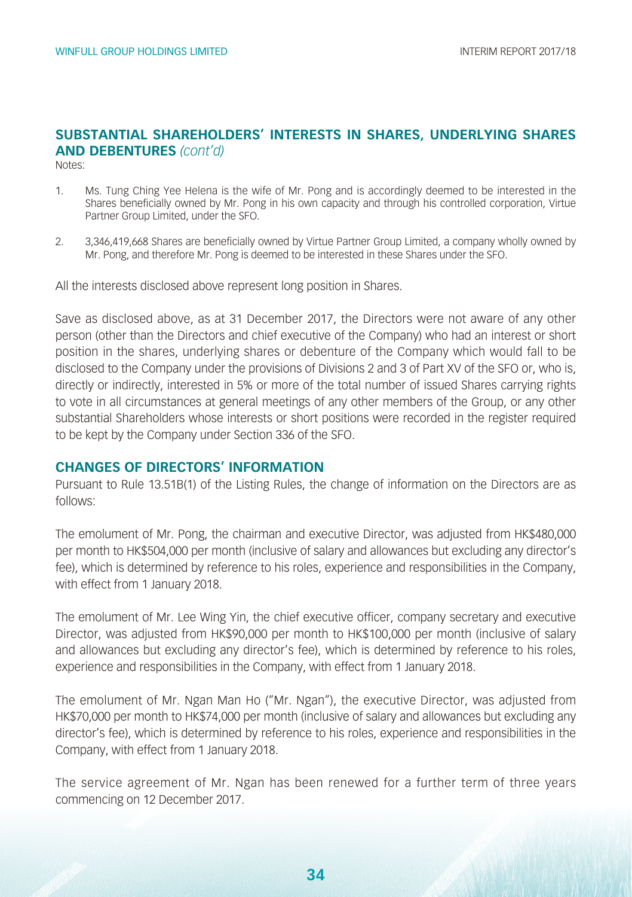## SUBSTANTIAL SHAREHOLDERS' INTERESTS IN SHARES, UNDERLYING SHARES AND DEBENTURES *(cont'd)*

Notes:

1. Ms. Tung Ching Yee Helena is the wife of Mr. Pong and is accordingly deemed to be interested in the Shares beneficially owned by Mr. Pong in his own capacity and through his controlled corporation, Virtue Partner Group Limited, under the SFO.

2. 3,346,419,668 Shares are beneficially owned by Virtue Partner Group Limited, a company wholly owned by Mr. Pong, and therefore Mr. Pong is deemed to be interested in these Shares under the SFO.

All the interests disclosed above represent long position in Shares.

Save as disclosed above, as at 31 December 2017, the Directors were not aware of any other person (other than the Directors and chief executive of the Company) who had an interest or short position in the shares, underlying shares or debenture of the Company which would fall to be disclosed to the Company under the provisions of Divisions 2 and 3 of Part XV of the SFO or, who is, directly or indirectly, interested in 5% or more of the total number of issued Shares carrying rights to vote in all circumstances at general meetings of any other members of the Group, or any other substantial Shareholders whose interests or short positions were recorded in the register required to be kept by the Company under Section 336 of the SFO.

## CHANGES OF DIRECTORS' INFORMATION

Pursuant to Rule 13.51B(1) of the Listing Rules, the change of information on the Directors are as follows:

The emolument of Mr. Pong, the chairman and executive Director, was adjusted from HK$480,000 per month to HK$504,000 per month (inclusive of salary and allowances but excluding any director's fee), which is determined by reference to his roles, experience and responsibilities in the Company, with effect from 1 January 2018.

The emolument of Mr. Lee Wing Yin, the chief executive officer, company secretary and executive Director, was adjusted from HK$90,000 per month to HK$100,000 per month (inclusive of salary and allowances but excluding any director's fee), which is determined by reference to his roles, experience and responsibilities in the Company, with effect from 1 January 2018.

The emolument of Mr. Ngan Man Ho ("Mr. Ngan"), the executive Director, was adjusted from HK$70,000 per month to HK$74,000 per month (inclusive of salary and allowances but excluding any director's fee), which is determined by reference to his roles, experience and responsibilities in the Company, with effect from 1 January 2018.

The service agreement of Mr. Ngan has been renewed for a further term of three years commencing on 12 December 2017.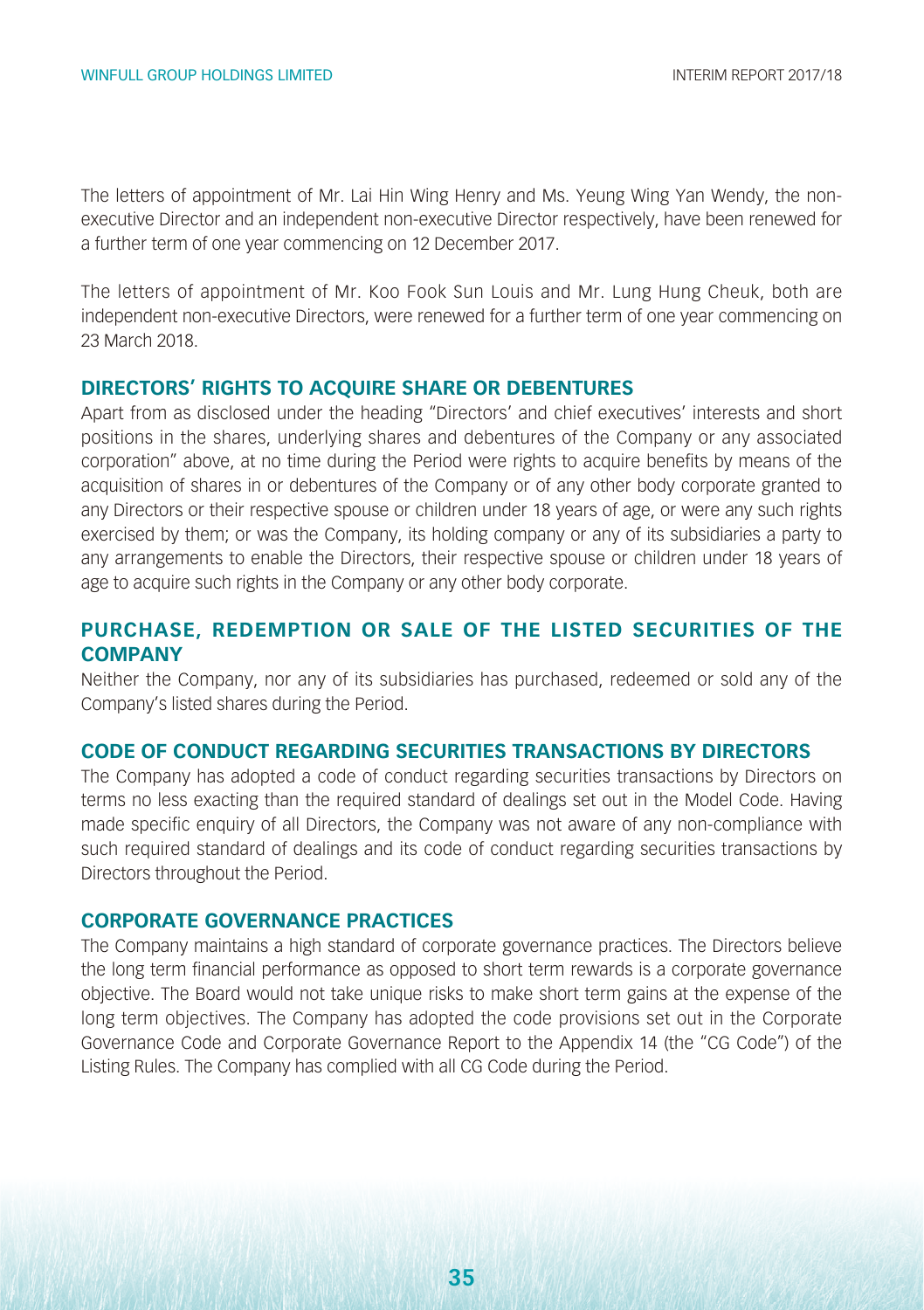The letters of appointment of Mr. Lai Hin Wing Henry and Ms. Yeung Wing Yan Wendy, the non-executive Director and an independent non-executive Director respectively, have been renewed for a further term of one year commencing on 12 December 2017.

The letters of appointment of Mr. Koo Fook Sun Louis and Mr. Lung Hung Cheuk, both are independent non-executive Directors, were renewed for a further term of one year commencing on 23 March 2018.

## DIRECTORS' RIGHTS TO ACQUIRE SHARE OR DEBENTURES

Apart from as disclosed under the heading "Directors' and chief executives' interests and short positions in the shares, underlying shares and debentures of the Company or any associated corporation" above, at no time during the Period were rights to acquire benefits by means of the acquisition of shares in or debentures of the Company or of any other body corporate granted to any Directors or their respective spouse or children under 18 years of age, or were any such rights exercised by them; or was the Company, its holding company or any of its subsidiaries a party to any arrangements to enable the Directors, their respective spouse or children under 18 years of age to acquire such rights in the Company or any other body corporate.

## PURCHASE, REDEMPTION OR SALE OF THE LISTED SECURITIES OF THE COMPANY

Neither the Company, nor any of its subsidiaries has purchased, redeemed or sold any of the Company's listed shares during the Period.

## CODE OF CONDUCT REGARDING SECURITIES TRANSACTIONS BY DIRECTORS

The Company has adopted a code of conduct regarding securities transactions by Directors on terms no less exacting than the required standard of dealings set out in the Model Code. Having made specific enquiry of all Directors, the Company was not aware of any non-compliance with such required standard of dealings and its code of conduct regarding securities transactions by Directors throughout the Period.

## CORPORATE GOVERNANCE PRACTICES

The Company maintains a high standard of corporate governance practices. The Directors believe the long term financial performance as opposed to short term rewards is a corporate governance objective. The Board would not take unique risks to make short term gains at the expense of the long term objectives. The Company has adopted the code provisions set out in the Corporate Governance Code and Corporate Governance Report to the Appendix 14 (the "CG Code") of the Listing Rules. The Company has complied with all CG Code during the Period.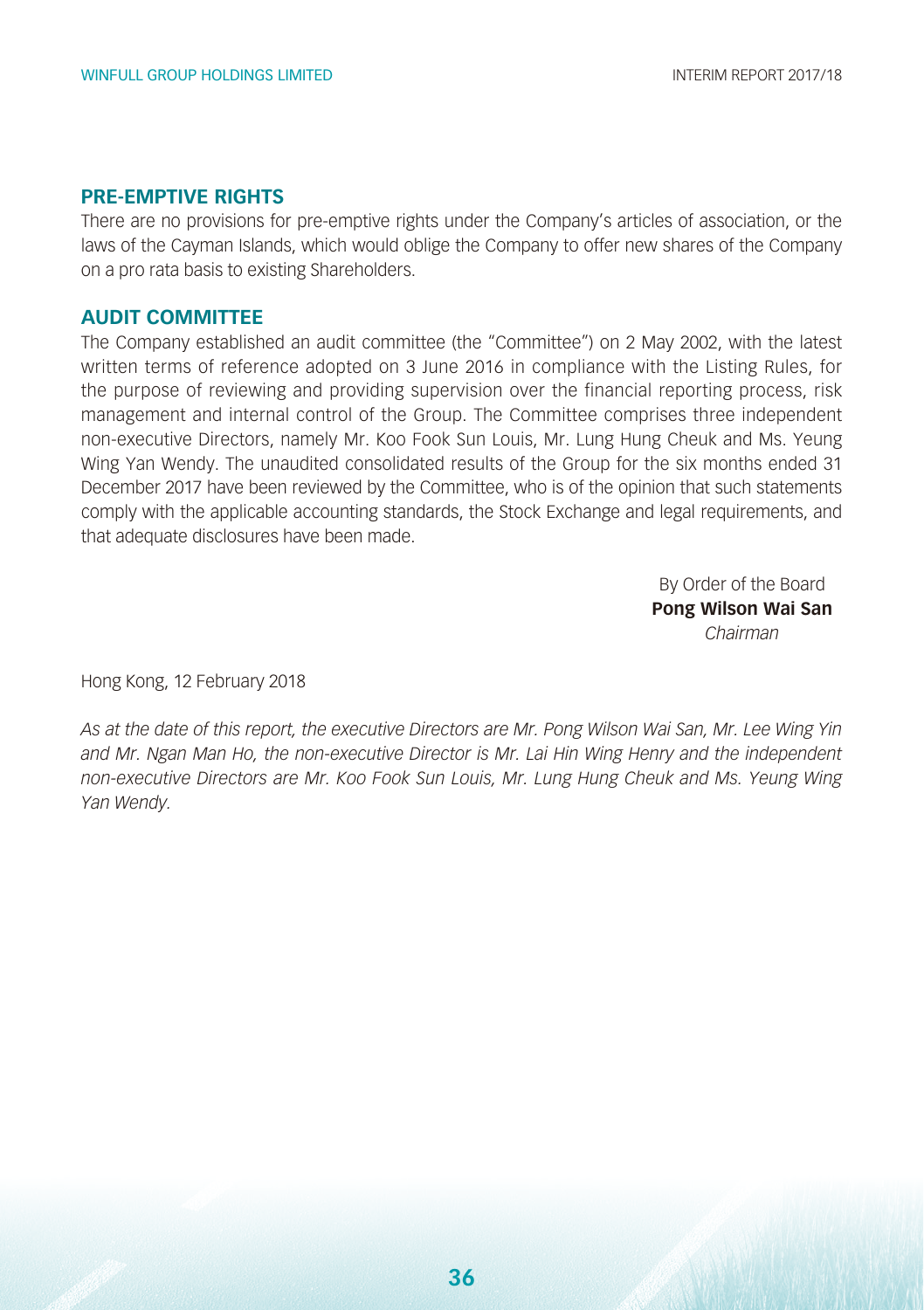## PRE-EMPTIVE RIGHTS

There are no provisions for pre-emptive rights under the Company's articles of association, or the laws of the Cayman Islands, which would oblige the Company to offer new shares of the Company on a pro rata basis to existing Shareholders.

## AUDIT COMMITTEE

The Company established an audit committee (the "Committee") on 2 May 2002, with the latest written terms of reference adopted on 3 June 2016 in compliance with the Listing Rules, for the purpose of reviewing and providing supervision over the financial reporting process, risk management and internal control of the Group. The Committee comprises three independent non-executive Directors, namely Mr. Koo Fook Sun Louis, Mr. Lung Hung Cheuk and Ms. Yeung Wing Yan Wendy. The unaudited consolidated results of the Group for the six months ended 31 December 2017 have been reviewed by the Committee, who is of the opinion that such statements comply with the applicable accounting standards, the Stock Exchange and legal requirements, and that adequate disclosures have been made.

By Order of the Board
**Pong Wilson Wai San**
*Chairman*

Hong Kong, 12 February 2018

*As at the date of this report, the executive Directors are Mr. Pong Wilson Wai San, Mr. Lee Wing Yin and Mr. Ngan Man Ho, the non-executive Director is Mr. Lai Hin Wing Henry and the independent non-executive Directors are Mr. Koo Fook Sun Louis, Mr. Lung Hung Cheuk and Ms. Yeung Wing Yan Wendy.*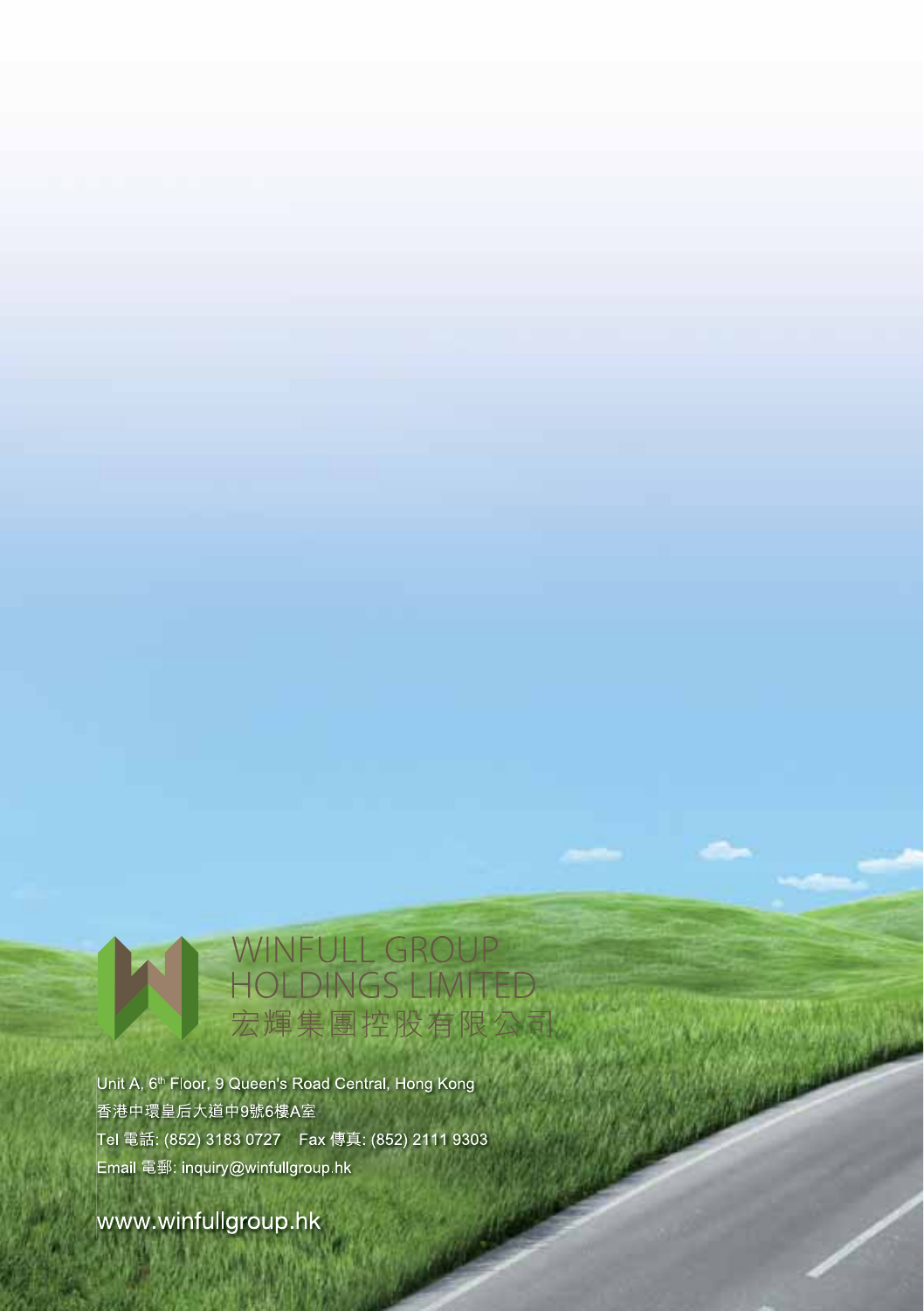WINFULL GROUP HOLDINGS LIMITED
宏輝集團控股有限公司

Unit A, 6th Floor, 9 Queen's Road Central, Hong Kong
香港中環皇后大道中9號6樓A室
Tel 電話: (852) 3183 0727 Fax 傳真: (852) 2111 9303
Email 電郵: inquiry@winfullgroup.hk

www.winfullgroup.hk